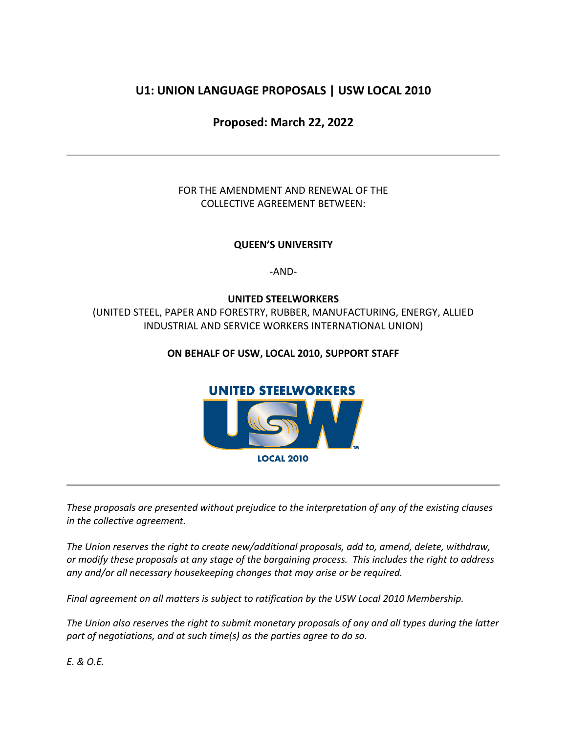# U1: UNION LANGUAGE PROPOSALS | USW LOCAL 2010

## Proposed: March 22, 2022

---

FOR THE AMENDMENT AND RENEWAL OF THE
COLLECTIVE AGREEMENT BETWEEN:

**QUEEN'S UNIVERSITY**

-AND-

**UNITED STEELWORKERS**
(UNITED STEEL, PAPER AND FORESTRY, RUBBER, MANUFACTURING, ENERGY, ALLIED INDUSTRIAL AND SERVICE WORKERS INTERNATIONAL UNION)

**ON BEHALF OF USW, LOCAL 2010, SUPPORT STAFF**

UNITED STEELWORKERS
USW
LOCAL 2010

---

*These proposals are presented without prejudice to the interpretation of any of the existing clauses in the collective agreement.*

*The Union reserves the right to create new/additional proposals, add to, amend, delete, withdraw, or modify these proposals at any stage of the bargaining process. This includes the right to address any and/or all necessary housekeeping changes that may arise or be required.*

*Final agreement on all matters is subject to ratification by the USW Local 2010 Membership.*

*The Union also reserves the right to submit monetary proposals of any and all types during the latter part of negotiations, and at such time(s) as the parties agree to do so.*

*E. & O.E.*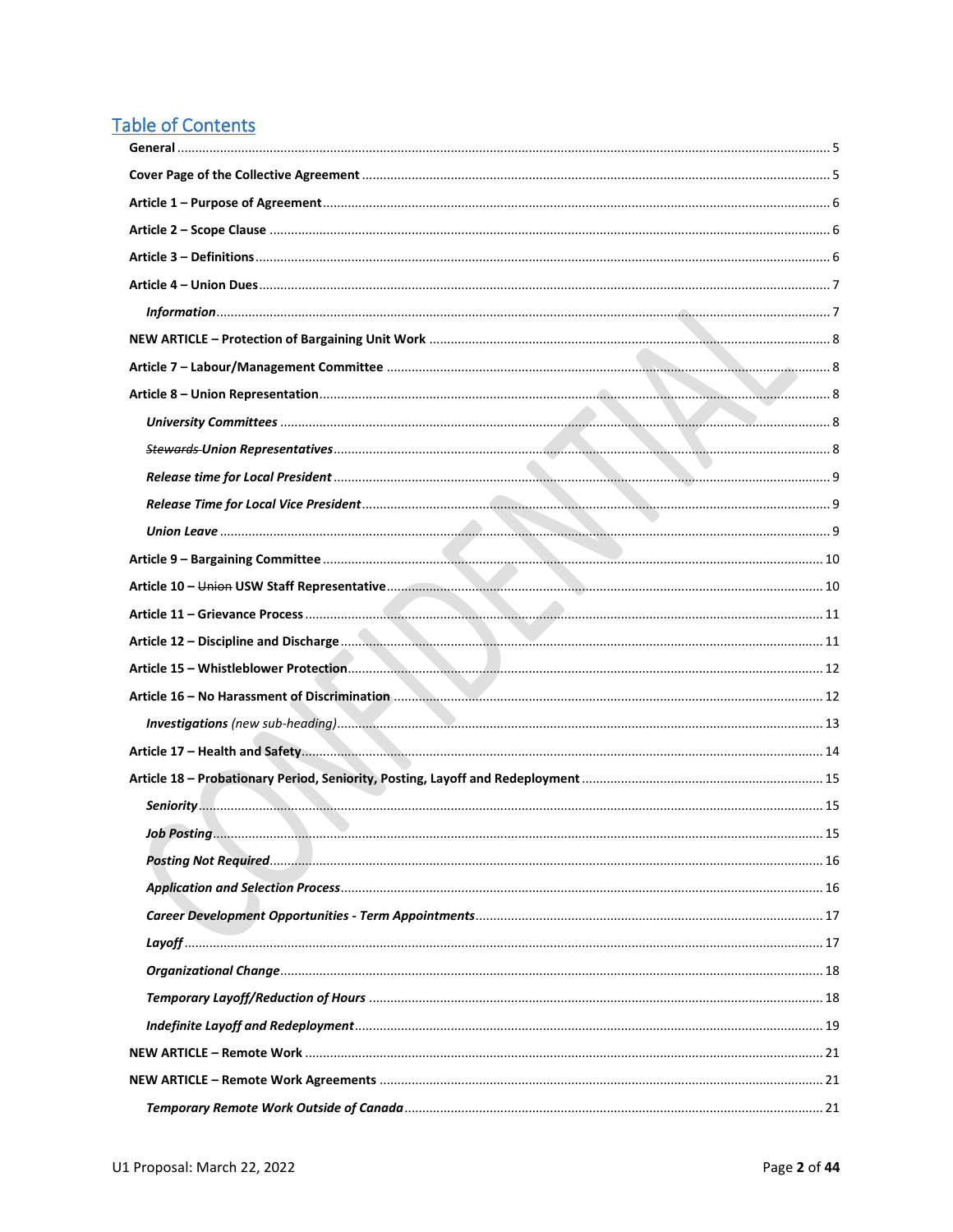## Table of Contents

**General** ..... 5

**Cover Page of the Collective Agreement** ..... 5

**Article 1 – Purpose of Agreement** ..... 6

**Article 2 – Scope Clause** ..... 6

**Article 3 – Definitions** ..... 6

**Article 4 – Union Dues** ..... 7

- ***Information*** ..... 7

**NEW ARTICLE – Protection of Bargaining Unit Work** ..... 8

**Article 7 – Labour/Management Committee** ..... 8

**Article 8 – Union Representation** ..... 8

- ***University Committees*** ..... 8
- ***~~Stewards~~ Union Representatives*** ..... 8
- ***Release time for Local President*** ..... 9
- ***Release Time for Local Vice President*** ..... 9
- ***Union Leave*** ..... 9

**Article 9 – Bargaining Committee** ..... 10

**Article 10 – ~~Union~~ USW Staff Representative** ..... 10

**Article 11 – Grievance Process** ..... 11

**Article 12 – Discipline and Discharge** ..... 11

**Article 15 – Whistleblower Protection** ..... 12

**Article 16 – No Harassment of Discrimination** ..... 12

- ***Investigations*** *(new sub-heading)* ..... 13

**Article 17 – Health and Safety** ..... 14

**Article 18 – Probationary Period, Seniority, Posting, Layoff and Redeployment** ..... 15

- ***Seniority*** ..... 15
- ***Job Posting*** ..... 15
- ***Posting Not Required*** ..... 16
- ***Application and Selection Process*** ..... 16
- ***Career Development Opportunities - Term Appointments*** ..... 17
- ***Layoff*** ..... 17
- ***Organizational Change*** ..... 18
- ***Temporary Layoff/Reduction of Hours*** ..... 18
- ***Indefinite Layoff and Redeployment*** ..... 19

**NEW ARTICLE – Remote Work** ..... 21

**NEW ARTICLE – Remote Work Agreements** ..... 21

- ***Temporary Remote Work Outside of Canada*** ..... 21

U1 Proposal: March 22, 2022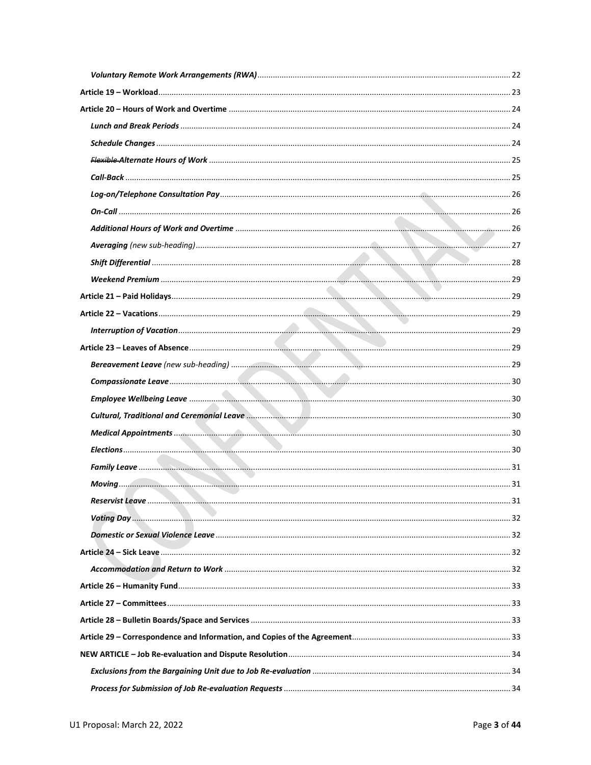*Voluntary Remote Work Arrangements (RWA)* ..... 22

**Article 19 – Workload** ..... 23

**Article 20 – Hours of Work and Overtime** ..... 24

*Lunch and Break Periods* ..... 24

*Schedule Changes* ..... 24

*~~Flexible~~ Alternate Hours of Work* ..... 25

*Call-Back* ..... 25

*Log-on/Telephone Consultation Pay* ..... 26

*On-Call* ..... 26

*Additional Hours of Work and Overtime* ..... 26

*Averaging (new sub-heading)* ..... 27

*Shift Differential* ..... 28

*Weekend Premium* ..... 29

**Article 21 – Paid Holidays** ..... 29

**Article 22 – Vacations** ..... 29

*Interruption of Vacation* ..... 29

**Article 23 – Leaves of Absence** ..... 29

*Bereavement Leave (new sub-heading)* ..... 29

*Compassionate Leave* ..... 30

*Employee Wellbeing Leave* ..... 30

*Cultural, Traditional and Ceremonial Leave* ..... 30

*Medical Appointments* ..... 30

*Elections* ..... 30

*Family Leave* ..... 31

*Moving* ..... 31

*Reservist Leave* ..... 31

*Voting Day* ..... 32

*Domestic or Sexual Violence Leave* ..... 32

**Article 24 – Sick Leave** ..... 32

*Accommodation and Return to Work* ..... 32

**Article 26 – Humanity Fund** ..... 33

**Article 27 – Committees** ..... 33

**Article 28 – Bulletin Boards/Space and Services** ..... 33

**Article 29 – Correspondence and Information, and Copies of the Agreement** ..... 33

**NEW ARTICLE – Job Re-evaluation and Dispute Resolution** ..... 34

*Exclusions from the Bargaining Unit due to Job Re-evaluation* ..... 34

*Process for Submission of Job Re-evaluation Requests* ..... 34

U1 Proposal: March 22, 2022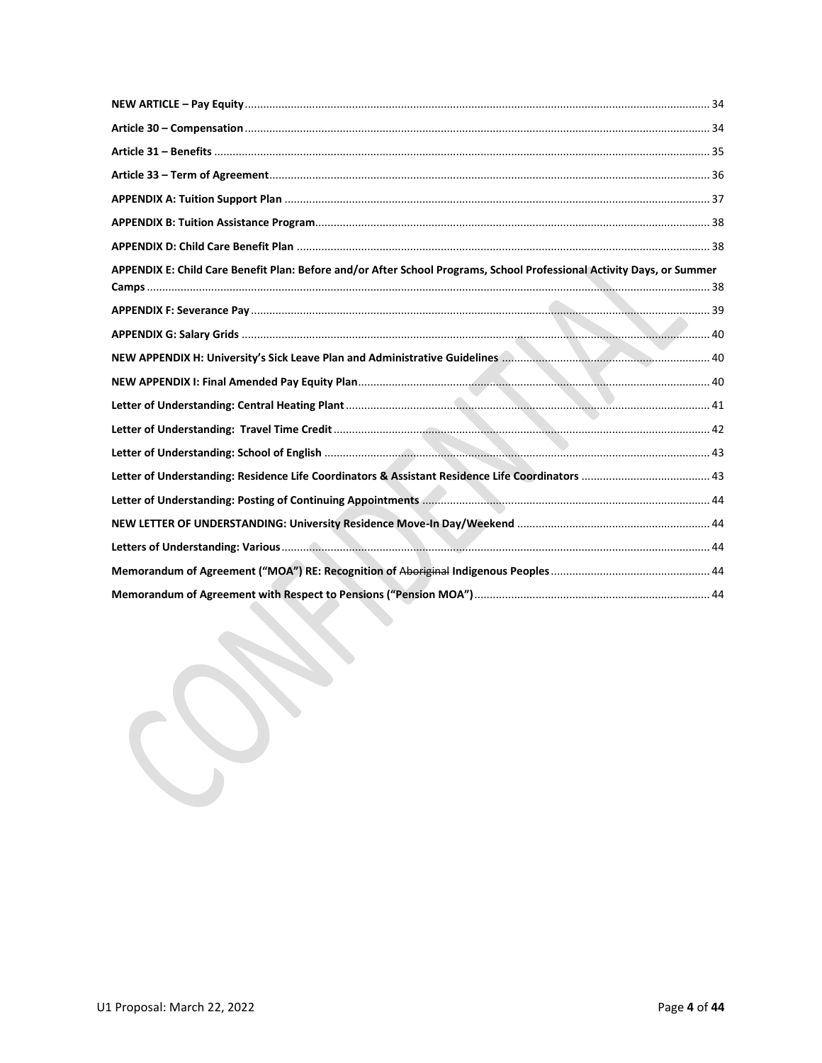**NEW ARTICLE – Pay Equity** ........ 34

**Article 30 – Compensation** ........ 34

**Article 31 – Benefits** ........ 35

**Article 33 – Term of Agreement** ........ 36

**APPENDIX A: Tuition Support Plan** ........ 37

**APPENDIX B: Tuition Assistance Program** ........ 38

**APPENDIX D: Child Care Benefit Plan** ........ 38

**APPENDIX E: Child Care Benefit Plan: Before and/or After School Programs, School Professional Activity Days, or Summer Camps** ........ 38

**APPENDIX F: Severance Pay** ........ 39

**APPENDIX G: Salary Grids** ........ 40

**NEW APPENDIX H: University's Sick Leave Plan and Administrative Guidelines** ........ 40

**NEW APPENDIX I: Final Amended Pay Equity Plan** ........ 40

**Letter of Understanding: Central Heating Plant** ........ 41

**Letter of Understanding: Travel Time Credit** ........ 42

**Letter of Understanding: School of English** ........ 43

**Letter of Understanding: Residence Life Coordinators & Assistant Residence Life Coordinators** ........ 43

**Letter of Understanding: Posting of Continuing Appointments** ........ 44

**NEW LETTER OF UNDERSTANDING: University Residence Move-In Day/Weekend** ........ 44

**Letters of Understanding: Various** ........ 44

**Memorandum of Agreement ("MOA") RE: Recognition of ~~Aboriginal~~ Indigenous Peoples** ........ 44

**Memorandum of Agreement with Respect to Pensions ("Pension MOA")** ........ 44

U1 Proposal: March 22, 2022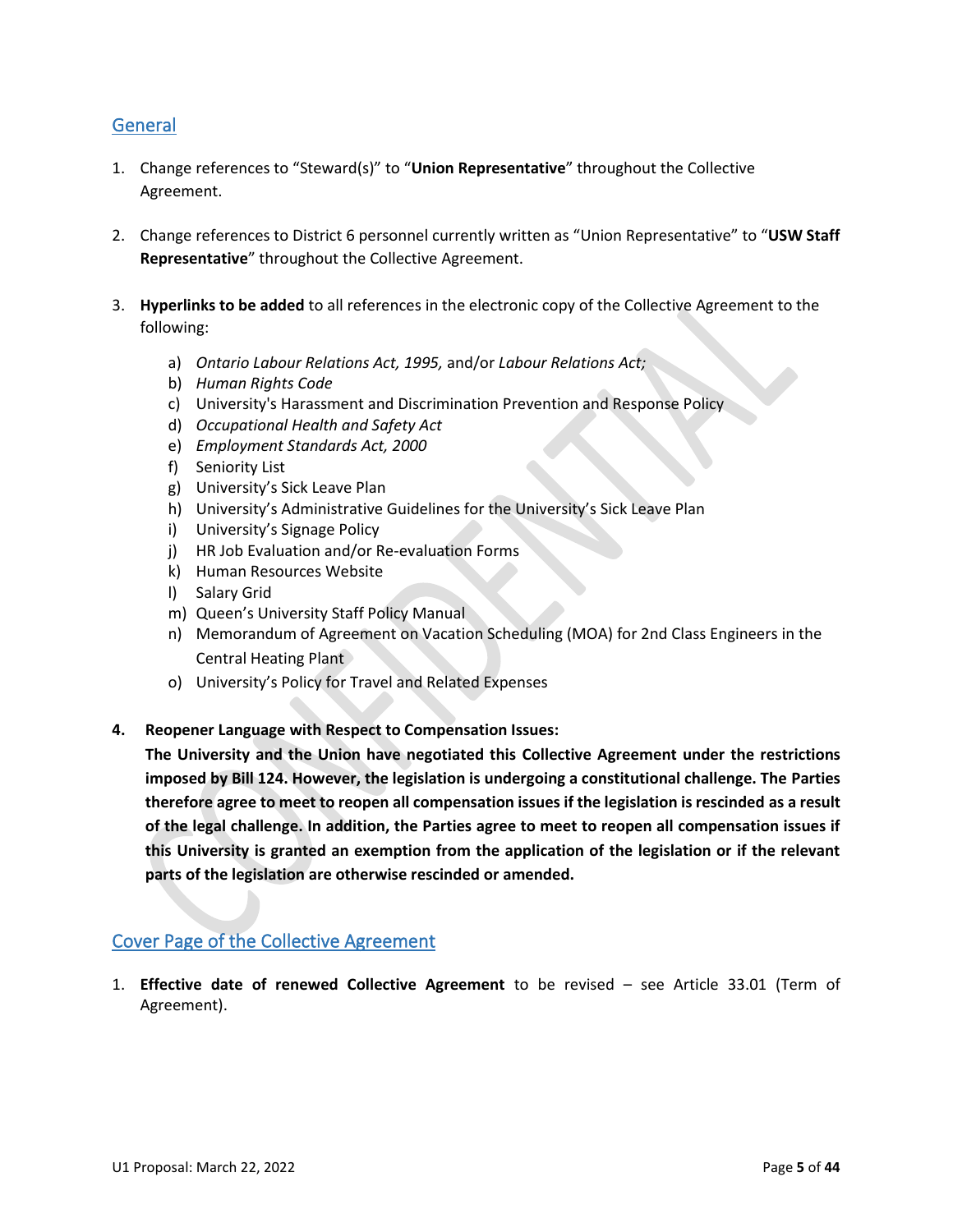## General

1. Change references to "Steward(s)" to "**Union Representative**" throughout the Collective Agreement.

2. Change references to District 6 personnel currently written as "Union Representative" to "**USW Staff Representative**" throughout the Collective Agreement.

3. **Hyperlinks to be added** to all references in the electronic copy of the Collective Agreement to the following:

   a) *Ontario Labour Relations Act, 1995,* and/or *Labour Relations Act;*
   b) *Human Rights Code*
   c) University's Harassment and Discrimination Prevention and Response Policy
   d) *Occupational Health and Safety Act*
   e) *Employment Standards Act, 2000*
   f) Seniority List
   g) University's Sick Leave Plan
   h) University's Administrative Guidelines for the University's Sick Leave Plan
   i) University's Signage Policy
   j) HR Job Evaluation and/or Re-evaluation Forms
   k) Human Resources Website
   l) Salary Grid
   m) Queen's University Staff Policy Manual
   n) Memorandum of Agreement on Vacation Scheduling (MOA) for 2nd Class Engineers in the Central Heating Plant
   o) University's Policy for Travel and Related Expenses

4. **Reopener Language with Respect to Compensation Issues:**
   **The University and the Union have negotiated this Collective Agreement under the restrictions imposed by Bill 124. However, the legislation is undergoing a constitutional challenge. The Parties therefore agree to meet to reopen all compensation issues if the legislation is rescinded as a result of the legal challenge. In addition, the Parties agree to meet to reopen all compensation issues if this University is granted an exemption from the application of the legislation or if the relevant parts of the legislation are otherwise rescinded or amended.**

## Cover Page of the Collective Agreement

1. **Effective date of renewed Collective Agreement** to be revised – see Article 33.01 (Term of Agreement).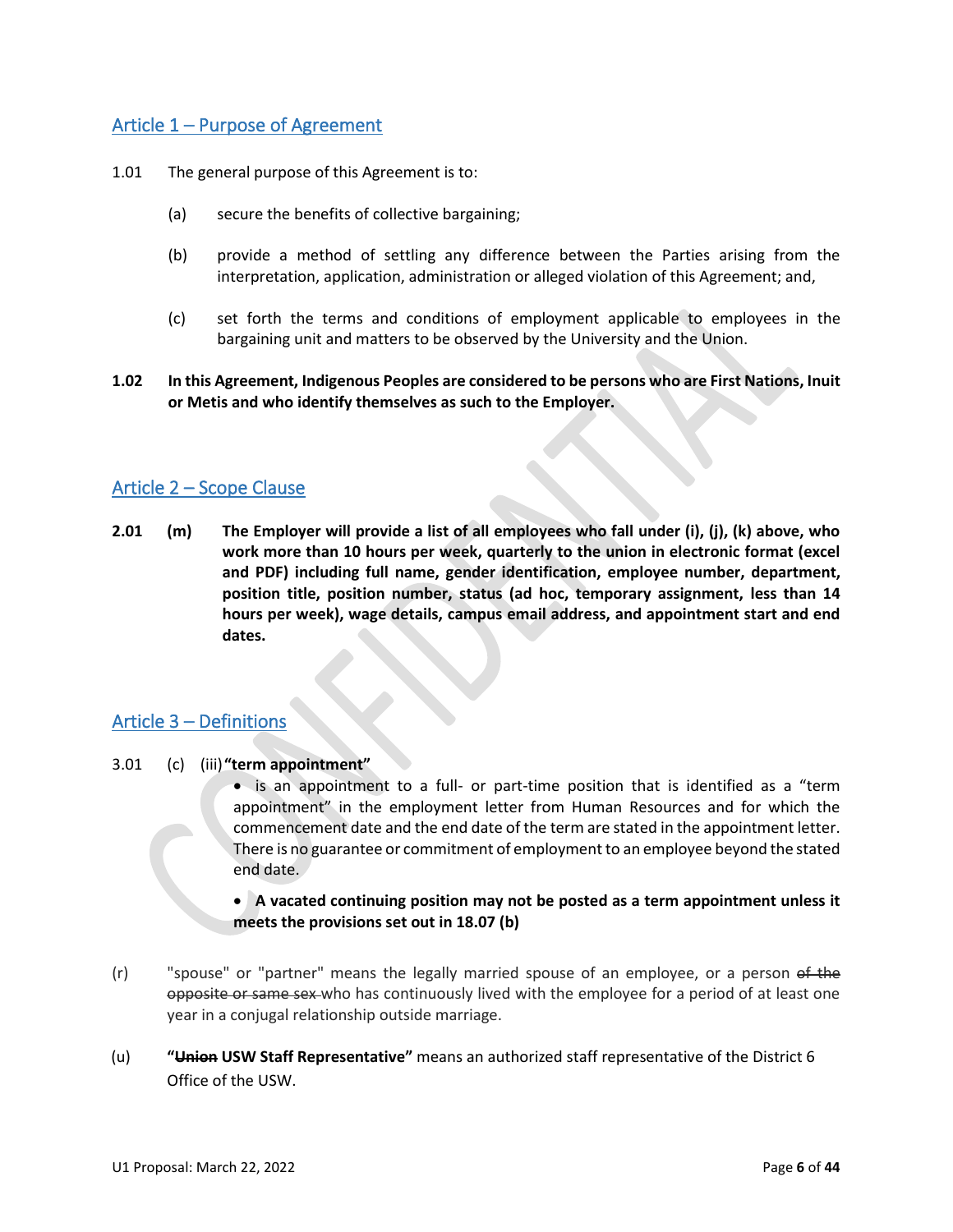## Article 1 – Purpose of Agreement

1.01 The general purpose of this Agreement is to:

(a) secure the benefits of collective bargaining;

(b) provide a method of settling any difference between the Parties arising from the interpretation, application, administration or alleged violation of this Agreement; and,

(c) set forth the terms and conditions of employment applicable to employees in the bargaining unit and matters to be observed by the University and the Union.

**1.02 In this Agreement, Indigenous Peoples are considered to be persons who are First Nations, Inuit or Metis and who identify themselves as such to the Employer.**

## Article 2 – Scope Clause

**2.01 (m) The Employer will provide a list of all employees who fall under (i), (j), (k) above, who work more than 10 hours per week, quarterly to the union in electronic format (excel and PDF) including full name, gender identification, employee number, department, position title, position number, status (ad hoc, temporary assignment, less than 14 hours per week), wage details, campus email address, and appointment start and end dates.**

## Article 3 – Definitions

3.01 (c) (iii) **"term appointment"**

- is an appointment to a full- or part-time position that is identified as a "term appointment" in the employment letter from Human Resources and for which the commencement date and the end date of the term are stated in the appointment letter. There is no guarantee or commitment of employment to an employee beyond the stated end date.
- **A vacated continuing position may not be posted as a term appointment unless it meets the provisions set out in 18.07 (b)**

(r) "spouse" or "partner" means the legally married spouse of an employee, or a person ~~of the opposite or same sex~~ who has continuously lived with the employee for a period of at least one year in a conjugal relationship outside marriage.

(u) **"~~Union~~ USW Staff Representative"** means an authorized staff representative of the District 6 Office of the USW.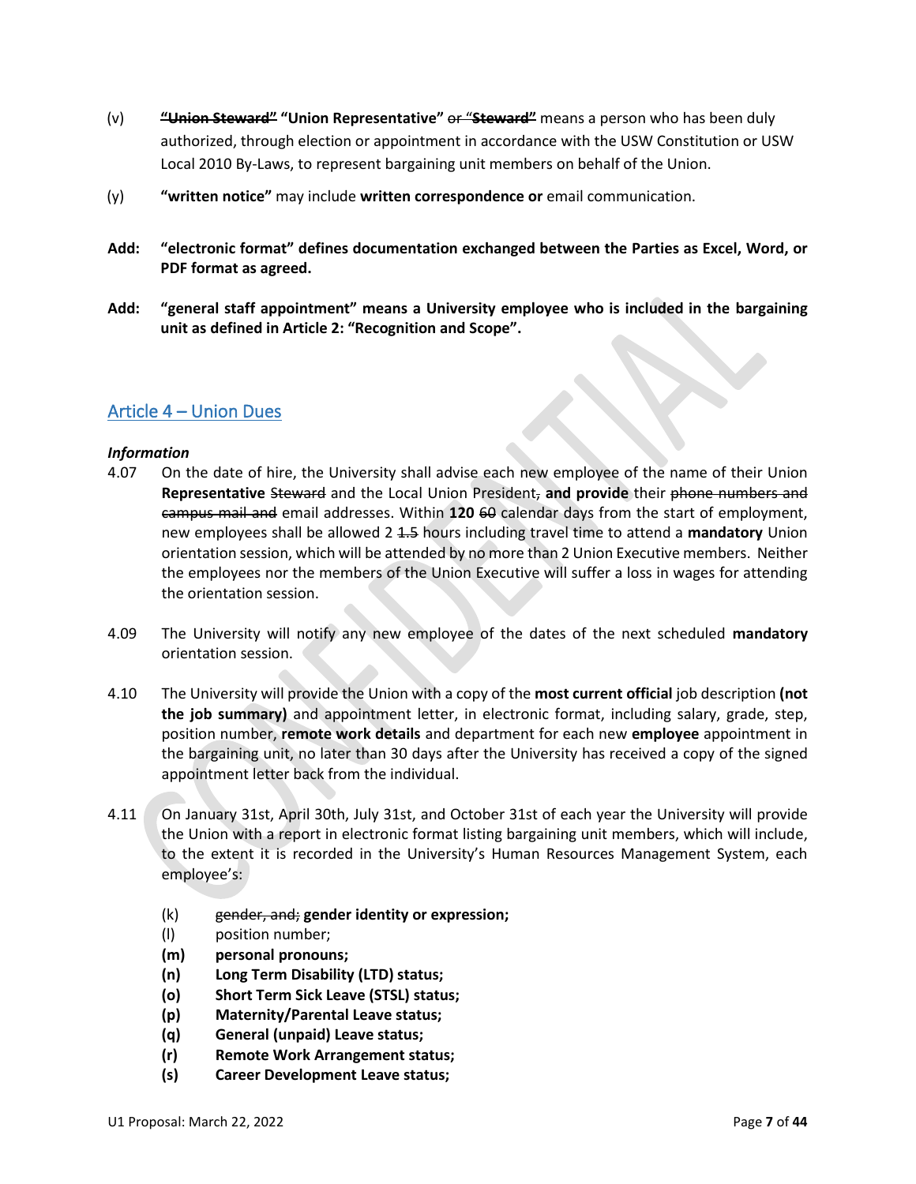(v) ~~"Union Steward"~~ **"Union Representative"** ~~or~~ "~~**Steward**~~" means a person who has been duly authorized, through election or appointment in accordance with the USW Constitution or USW Local 2010 By-Laws, to represent bargaining unit members on behalf of the Union.

(y) **"written notice"** may include **written correspondence or** email communication.

**Add: "electronic format" defines documentation exchanged between the Parties as Excel, Word, or PDF format as agreed.**

**Add: "general staff appointment" means a University employee who is included in the bargaining unit as defined in Article 2: "Recognition and Scope".**

## Article 4 – Union Dues

***Information***

4.07 On the date of hire, the University shall advise each new employee of the name of their Union **Representative** ~~Steward~~ and the Local Union President~~,~~ **and provide** their ~~phone numbers and campus mail and~~ email addresses. Within **120** ~~60~~ calendar days from the start of employment, new employees shall be allowed 2 ~~1.5~~ hours including travel time to attend a **mandatory** Union orientation session, which will be attended by no more than 2 Union Executive members. Neither the employees nor the members of the Union Executive will suffer a loss in wages for attending the orientation session.

4.09 The University will notify any new employee of the dates of the next scheduled **mandatory** orientation session.

4.10 The University will provide the Union with a copy of the **most current official** job description **(not the job summary)** and appointment letter, in electronic format, including salary, grade, step, position number, **remote work details** and department for each new **employee** appointment in the bargaining unit, no later than 30 days after the University has received a copy of the signed appointment letter back from the individual.

4.11 On January 31st, April 30th, July 31st, and October 31st of each year the University will provide the Union with a report in electronic format listing bargaining unit members, which will include, to the extent it is recorded in the University's Human Resources Management System, each employee's:

(k) ~~gender, and;~~ **gender identity or expression;**
(l) position number;
**(m) personal pronouns;**
**(n) Long Term Disability (LTD) status;**
**(o) Short Term Sick Leave (STSL) status;**
**(p) Maternity/Parental Leave status;**
**(q) General (unpaid) Leave status;**
**(r) Remote Work Arrangement status;**
**(s) Career Development Leave status;**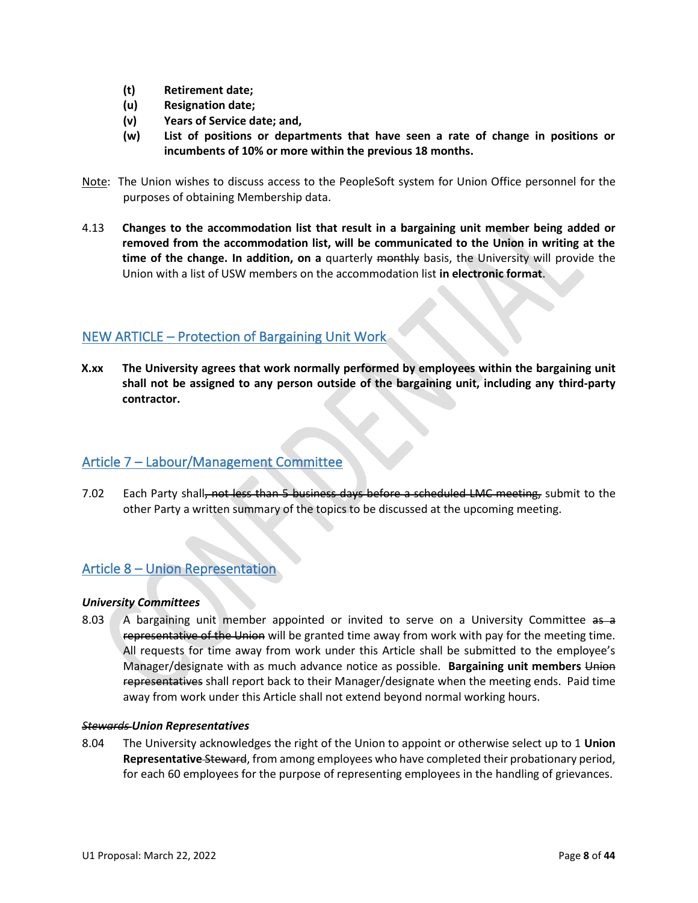**(t)** **Retirement date;**

**(u)** **Resignation date;**

**(v)** **Years of Service date; and,**

**(w)** **List of positions or departments that have seen a rate of change in positions or incumbents of 10% or more within the previous 18 months.**

Note: The Union wishes to discuss access to the PeopleSoft system for Union Office personnel for the purposes of obtaining Membership data.

4.13 **Changes to the accommodation list that result in a bargaining unit member being added or removed from the accommodation list, will be communicated to the Union in writing at the time of the change. In addition, on a** quarterly ~~monthly~~ basis, the University will provide the Union with a list of USW members on the accommodation list **in electronic format**.

## NEW ARTICLE – Protection of Bargaining Unit Work

**X.xx The University agrees that work normally performed by employees within the bargaining unit shall not be assigned to any person outside of the bargaining unit, including any third-party contractor.**

## Article 7 – Labour/Management Committee

7.02 Each Party shall~~, not less than 5 business days before a scheduled LMC meeting,~~ submit to the other Party a written summary of the topics to be discussed at the upcoming meeting.

## Article 8 – Union Representation

***University Committees***

8.03 A bargaining unit member appointed or invited to serve on a University Committee ~~as a representative of the Union~~ will be granted time away from work with pay for the meeting time. All requests for time away from work under this Article shall be submitted to the employee's Manager/designate with as much advance notice as possible. **Bargaining unit members** ~~Union representatives~~ shall report back to their Manager/designate when the meeting ends. Paid time away from work under this Article shall not extend beyond normal working hours.

***~~Stewards~~ Union Representatives***

8.04 The University acknowledges the right of the Union to appoint or otherwise select up to 1 **Union Representative** ~~Steward~~, from among employees who have completed their probationary period, for each 60 employees for the purpose of representing employees in the handling of grievances.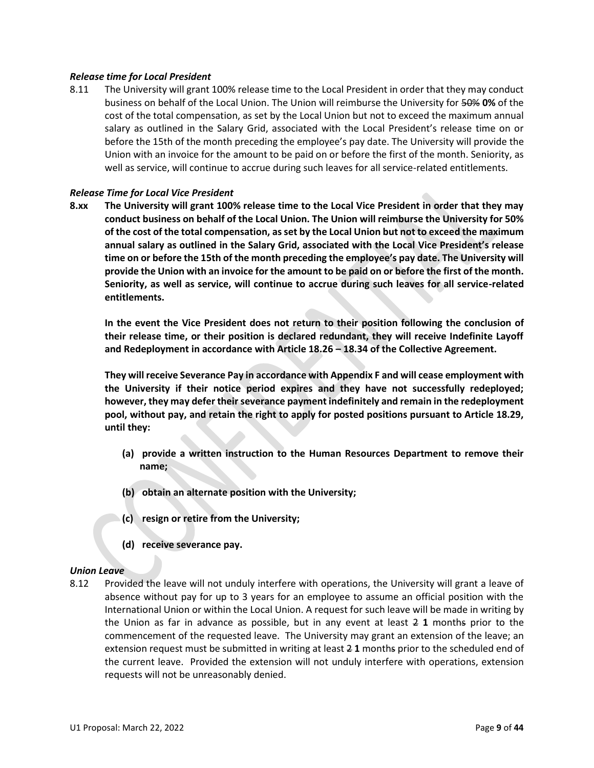***Release time for Local President***

8.11 The University will grant 100% release time to the Local President in order that they may conduct business on behalf of the Local Union. The Union will reimburse the University for ~~50%~~ **0%** of the cost of the total compensation, as set by the Local Union but not to exceed the maximum annual salary as outlined in the Salary Grid, associated with the Local President's release time on or before the 15th of the month preceding the employee's pay date. The University will provide the Union with an invoice for the amount to be paid on or before the first of the month. Seniority, as well as service, will continue to accrue during such leaves for all service-related entitlements.

***Release Time for Local Vice President***

**8.xx The University will grant 100% release time to the Local Vice President in order that they may conduct business on behalf of the Local Union. The Union will reimburse the University for 50% of the cost of the total compensation, as set by the Local Union but not to exceed the maximum annual salary as outlined in the Salary Grid, associated with the Local Vice President's release time on or before the 15th of the month preceding the employee's pay date. The University will provide the Union with an invoice for the amount to be paid on or before the first of the month. Seniority, as well as service, will continue to accrue during such leaves for all service-related entitlements.**

**In the event the Vice President does not return to their position following the conclusion of their release time, or their position is declared redundant, they will receive Indefinite Layoff and Redeployment in accordance with Article 18.26 – 18.34 of the Collective Agreement.**

**They will receive Severance Pay in accordance with Appendix F and will cease employment with the University if their notice period expires and they have not successfully redeployed; however, they may defer their severance payment indefinitely and remain in the redeployment pool, without pay, and retain the right to apply for posted positions pursuant to Article 18.29, until they:**

**(a) provide a written instruction to the Human Resources Department to remove their name;**

**(b) obtain an alternate position with the University;**

**(c) resign or retire from the University;**

**(d) receive severance pay.**

***Union Leave***

8.12 Provided the leave will not unduly interfere with operations, the University will grant a leave of absence without pay for up to 3 years for an employee to assume an official position with the International Union or within the Local Union. A request for such leave will be made in writing by the Union as far in advance as possible, but in any event at least ~~2~~ **1** month~~s~~ prior to the commencement of the requested leave. The University may grant an extension of the leave; an extension request must be submitted in writing at least ~~2~~ **1** month~~s~~ prior to the scheduled end of the current leave. Provided the extension will not unduly interfere with operations, extension requests will not be unreasonably denied.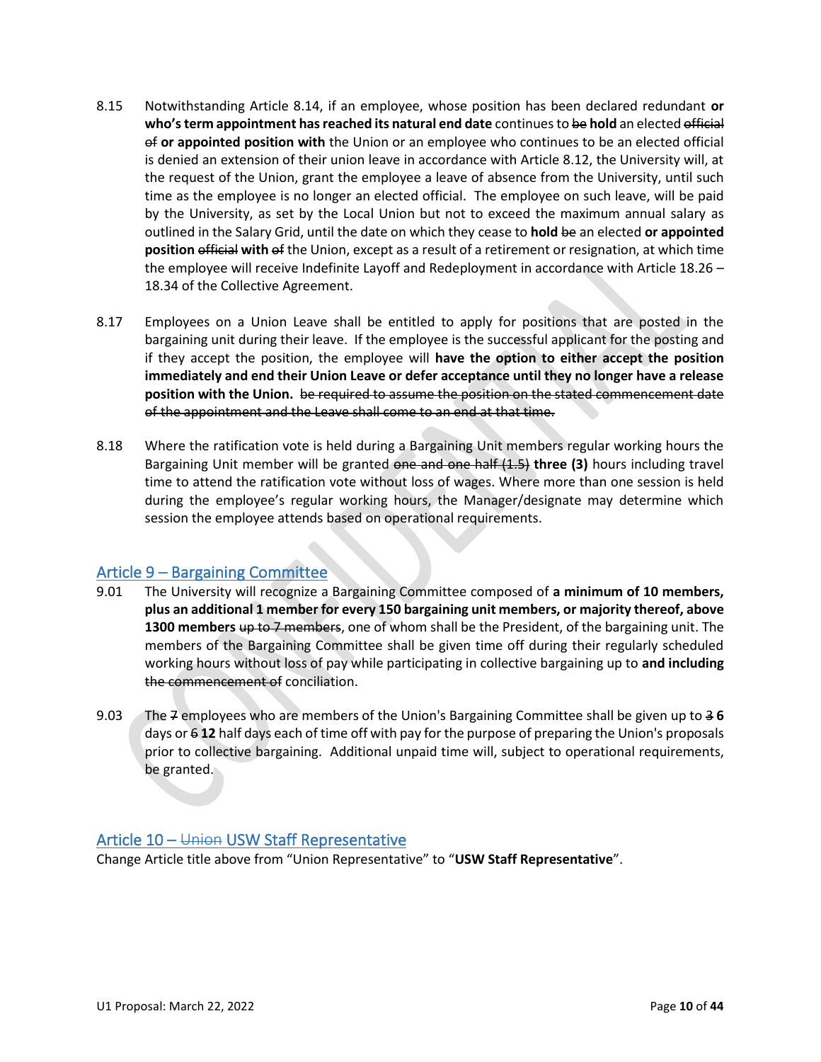8.15 Notwithstanding Article 8.14, if an employee, whose position has been declared redundant **or who's term appointment has reached its natural end date** continues to ~~be~~ **hold** an elected ~~official of~~ **or appointed position with** the Union or an employee who continues to be an elected official is denied an extension of their union leave in accordance with Article 8.12, the University will, at the request of the Union, grant the employee a leave of absence from the University, until such time as the employee is no longer an elected official. The employee on such leave, will be paid by the University, as set by the Local Union but not to exceed the maximum annual salary as outlined in the Salary Grid, until the date on which they cease to **hold** ~~be~~ an elected **or appointed position** ~~official~~ **with** ~~of~~ the Union, except as a result of a retirement or resignation, at which time the employee will receive Indefinite Layoff and Redeployment in accordance with Article 18.26 – 18.34 of the Collective Agreement.

8.17 Employees on a Union Leave shall be entitled to apply for positions that are posted in the bargaining unit during their leave. If the employee is the successful applicant for the posting and if they accept the position, the employee will **have the option to either accept the position immediately and end their Union Leave or defer acceptance until they no longer have a release position with the Union.** ~~be required to assume the position on the stated commencement date of the appointment and the Leave shall come to an end at that time.~~

8.18 Where the ratification vote is held during a Bargaining Unit members regular working hours the Bargaining Unit member will be granted ~~one and one half (1.5)~~ **three (3)** hours including travel time to attend the ratification vote without loss of wages. Where more than one session is held during the employee's regular working hours, the Manager/designate may determine which session the employee attends based on operational requirements.

## Article 9 – Bargaining Committee

9.01 The University will recognize a Bargaining Committee composed of **a minimum of 10 members, plus an additional 1 member for every 150 bargaining unit members, or majority thereof, above 1300 members** ~~up to 7 members~~, one of whom shall be the President, of the bargaining unit. The members of the Bargaining Committee shall be given time off during their regularly scheduled working hours without loss of pay while participating in collective bargaining up to **and including** ~~the commencement of~~ conciliation.

9.03 The ~~7~~ employees who are members of the Union's Bargaining Committee shall be given up to ~~3~~ **6** days or ~~6~~ **12** half days each of time off with pay for the purpose of preparing the Union's proposals prior to collective bargaining. Additional unpaid time will, subject to operational requirements, be granted.

## Article 10 – ~~Union~~ USW Staff Representative

Change Article title above from "Union Representative" to "**USW Staff Representative**".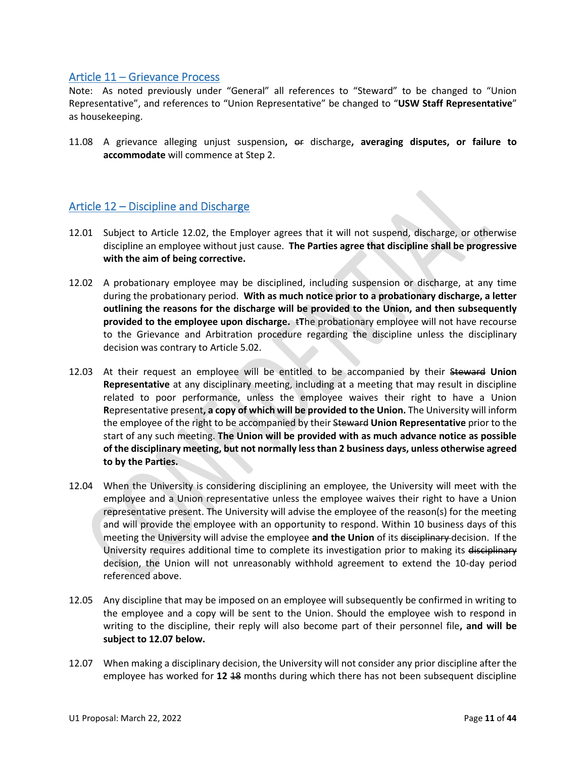## Article 11 – Grievance Process

Note: As noted previously under "General" all references to "Steward" to be changed to "Union Representative", and references to "Union Representative" be changed to "**USW Staff Representative**" as housekeeping.

11.08 A grievance alleging unjust suspension**,** ~~or~~ discharge**, averaging disputes, or failure to accommodate** will commence at Step 2.

## Article 12 – Discipline and Discharge

12.01 Subject to Article 12.02, the Employer agrees that it will not suspend, discharge, or otherwise discipline an employee without just cause. **The Parties agree that discipline shall be progressive with the aim of being corrective.**

12.02 A probationary employee may be disciplined, including suspension or discharge, at any time during the probationary period. **With as much notice prior to a probationary discharge, a letter outlining the reasons for the discharge will be provided to the Union, and then subsequently provided to the employee upon discharge.** ~~t~~**T**he probationary employee will not have recourse to the Grievance and Arbitration procedure regarding the discipline unless the disciplinary decision was contrary to Article 5.02.

12.03 At their request an employee will be entitled to be accompanied by their ~~Steward~~ **Union Representative** at any disciplinary meeting, including at a meeting that may result in discipline related to poor performance, unless the employee waives their right to have a Union **R**epresentative present**, a copy of which will be provided to the Union.** The University will inform the employee of the right to be accompanied by their ~~Steward~~ **Union Representative** prior to the start of any such meeting. **The Union will be provided with as much advance notice as possible of the disciplinary meeting, but not normally less than 2 business days, unless otherwise agreed to by the Parties.**

12.04 When the University is considering disciplining an employee, the University will meet with the employee and a Union representative unless the employee waives their right to have a Union representative present. The University will advise the employee of the reason(s) for the meeting and will provide the employee with an opportunity to respond. Within 10 business days of this meeting the University will advise the employee **and the Union** of its ~~disciplinary~~ decision. If the University requires additional time to complete its investigation prior to making its ~~disciplinary~~ decision, the Union will not unreasonably withhold agreement to extend the 10-day period referenced above.

12.05 Any discipline that may be imposed on an employee will subsequently be confirmed in writing to the employee and a copy will be sent to the Union. Should the employee wish to respond in writing to the discipline, their reply will also become part of their personnel file**, and will be subject to 12.07 below.**

12.07 When making a disciplinary decision, the University will not consider any prior discipline after the employee has worked for **12** ~~18~~ months during which there has not been subsequent discipline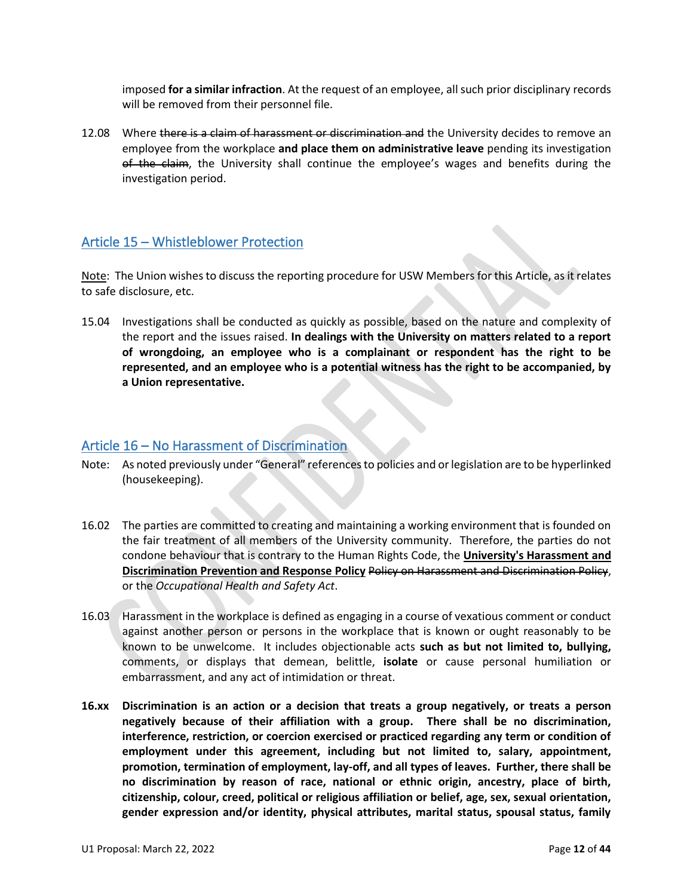imposed **for a similar infraction**. At the request of an employee, all such prior disciplinary records will be removed from their personnel file.

12.08 Where ~~there is a claim of harassment or discrimination and~~ the University decides to remove an employee from the workplace **and place them on administrative leave** pending its investigation ~~of the claim~~, the University shall continue the employee's wages and benefits during the investigation period.

## Article 15 – Whistleblower Protection

Note: The Union wishes to discuss the reporting procedure for USW Members for this Article, as it relates to safe disclosure, etc.

15.04 Investigations shall be conducted as quickly as possible, based on the nature and complexity of the report and the issues raised. **In dealings with the University on matters related to a report of wrongdoing, an employee who is a complainant or respondent has the right to be represented, and an employee who is a potential witness has the right to be accompanied, by a Union representative.**

## Article 16 – No Harassment of Discrimination

Note: As noted previously under "General" references to policies and or legislation are to be hyperlinked (housekeeping).

16.02 The parties are committed to creating and maintaining a working environment that is founded on the fair treatment of all members of the University community. Therefore, the parties do not condone behaviour that is contrary to the Human Rights Code, the **University's Harassment and Discrimination Prevention and Response Policy** ~~Policy on Harassment and Discrimination Policy~~, or the *Occupational Health and Safety Act*.

16.03 Harassment in the workplace is defined as engaging in a course of vexatious comment or conduct against another person or persons in the workplace that is known or ought reasonably to be known to be unwelcome. It includes objectionable acts **such as but not limited to, bullying,** comments, or displays that demean, belittle, **isolate** or cause personal humiliation or embarrassment, and any act of intimidation or threat.

**16.xx Discrimination is an action or a decision that treats a group negatively, or treats a person negatively because of their affiliation with a group. There shall be no discrimination, interference, restriction, or coercion exercised or practiced regarding any term or condition of employment under this agreement, including but not limited to, salary, appointment, promotion, termination of employment, lay-off, and all types of leaves. Further, there shall be no discrimination by reason of race, national or ethnic origin, ancestry, place of birth, citizenship, colour, creed, political or religious affiliation or belief, age, sex, sexual orientation, gender expression and/or identity, physical attributes, marital status, spousal status, family**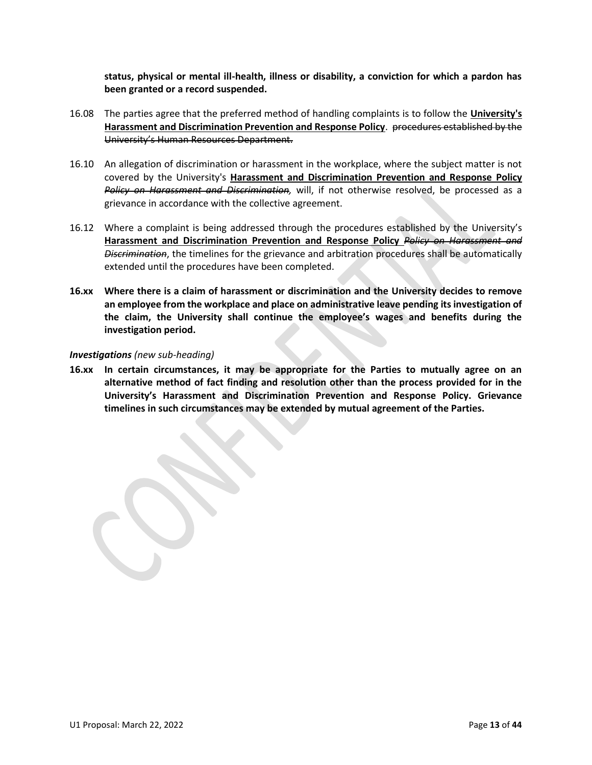**status, physical or mental ill-health, illness or disability, a conviction for which a pardon has been granted or a record suspended.**

16.08 The parties agree that the preferred method of handling complaints is to follow the **<u>University's Harassment and Discrimination Prevention and Response Policy</u>**. ~~procedures established by the University's Human Resources Department.~~

16.10 An allegation of discrimination or harassment in the workplace, where the subject matter is not covered by the University's **<u>Harassment and Discrimination Prevention and Response Policy</u>** ~~*Policy on Harassment and Discrimination,*~~ will, if not otherwise resolved, be processed as a grievance in accordance with the collective agreement.

16.12 Where a complaint is being addressed through the procedures established by the University's **<u>Harassment and Discrimination Prevention and Response Policy</u>** ~~*Policy on Harassment and Discrimination*~~, the timelines for the grievance and arbitration procedures shall be automatically extended until the procedures have been completed.

**16.xx Where there is a claim of harassment or discrimination and the University decides to remove an employee from the workplace and place on administrative leave pending its investigation of the claim, the University shall continue the employee's wages and benefits during the investigation period.**

***Investigations*** *(new sub-heading)*

**16.xx In certain circumstances, it may be appropriate for the Parties to mutually agree on an alternative method of fact finding and resolution other than the process provided for in the University's Harassment and Discrimination Prevention and Response Policy. Grievance timelines in such circumstances may be extended by mutual agreement of the Parties.**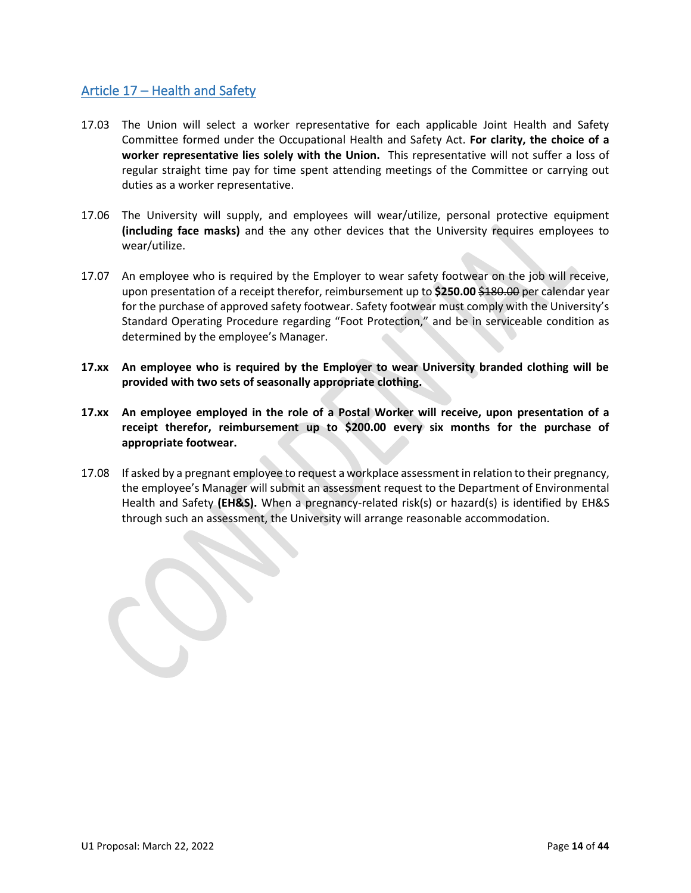## Article 17 – Health and Safety

17.03 The Union will select a worker representative for each applicable Joint Health and Safety Committee formed under the Occupational Health and Safety Act. **For clarity, the choice of a worker representative lies solely with the Union.** This representative will not suffer a loss of regular straight time pay for time spent attending meetings of the Committee or carrying out duties as a worker representative.

17.06 The University will supply, and employees will wear/utilize, personal protective equipment **(including face masks)** and ~~the~~ any other devices that the University requires employees to wear/utilize.

17.07 An employee who is required by the Employer to wear safety footwear on the job will receive, upon presentation of a receipt therefor, reimbursement up to **$250.00** ~~$180.00~~ per calendar year for the purchase of approved safety footwear. Safety footwear must comply with the University's Standard Operating Procedure regarding "Foot Protection," and be in serviceable condition as determined by the employee's Manager.

**17.xx An employee who is required by the Employer to wear University branded clothing will be provided with two sets of seasonally appropriate clothing.**

**17.xx An employee employed in the role of a Postal Worker will receive, upon presentation of a receipt therefor, reimbursement up to $200.00 every six months for the purchase of appropriate footwear.**

17.08 If asked by a pregnant employee to request a workplace assessment in relation to their pregnancy, the employee's Manager will submit an assessment request to the Department of Environmental Health and Safety **(EH&S).** When a pregnancy-related risk(s) or hazard(s) is identified by EH&S through such an assessment, the University will arrange reasonable accommodation.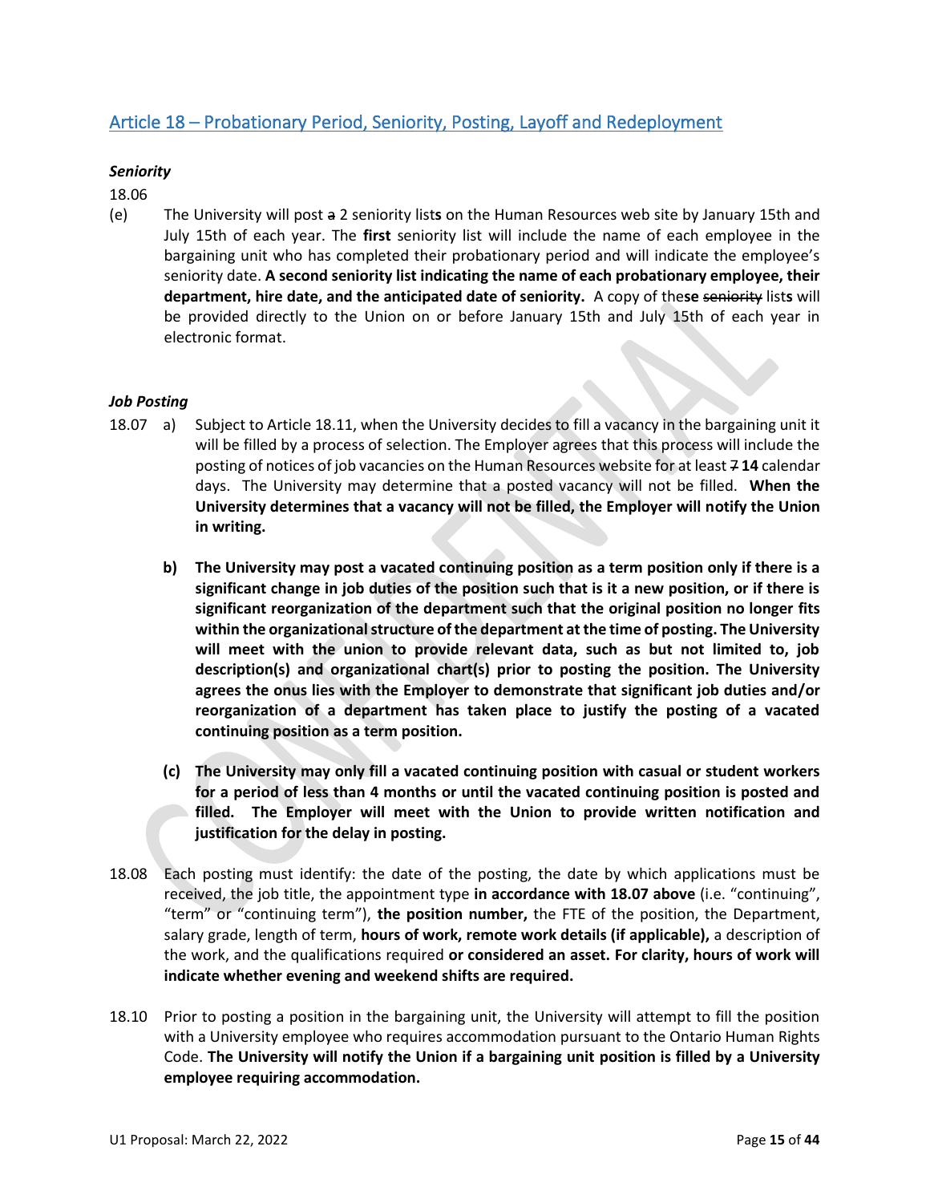## Article 18 – Probationary Period, Seniority, Posting, Layoff and Redeployment

***Seniority***

18.06

(e) The University will post ~~a~~ 2 seniority list**s** on the Human Resources web site by January 15th and July 15th of each year. The **first** seniority list will include the name of each employee in the bargaining unit who has completed their probationary period and will indicate the employee's seniority date. **A second seniority list indicating the name of each probationary employee, their department, hire date, and the anticipated date of seniority.** A copy of the**se** ~~seniority~~ list**s** will be provided directly to the Union on or before January 15th and July 15th of each year in electronic format.

***Job Posting***

18.07 a) Subject to Article 18.11, when the University decides to fill a vacancy in the bargaining unit it will be filled by a process of selection. The Employer agrees that this process will include the posting of notices of job vacancies on the Human Resources website for at least ~~7~~ **14** calendar days. The University may determine that a posted vacancy will not be filled. **When the University determines that a vacancy will not be filled, the Employer will notify the Union in writing.**

**b) The University may post a vacated continuing position as a term position only if there is a significant change in job duties of the position such that is it a new position, or if there is significant reorganization of the department such that the original position no longer fits within the organizational structure of the department at the time of posting. The University will meet with the union to provide relevant data, such as but not limited to, job description(s) and organizational chart(s) prior to posting the position. The University agrees the onus lies with the Employer to demonstrate that significant job duties and/or reorganization of a department has taken place to justify the posting of a vacated continuing position as a term position.**

**(c) The University may only fill a vacated continuing position with casual or student workers for a period of less than 4 months or until the vacated continuing position is posted and filled. The Employer will meet with the Union to provide written notification and justification for the delay in posting.**

18.08 Each posting must identify: the date of the posting, the date by which applications must be received, the job title, the appointment type **in accordance with 18.07 above** (i.e. "continuing", "term" or "continuing term"), **the position number,** the FTE of the position, the Department, salary grade, length of term, **hours of work, remote work details (if applicable),** a description of the work, and the qualifications required **or considered an asset. For clarity, hours of work will indicate whether evening and weekend shifts are required.**

18.10 Prior to posting a position in the bargaining unit, the University will attempt to fill the position with a University employee who requires accommodation pursuant to the Ontario Human Rights Code. **The University will notify the Union if a bargaining unit position is filled by a University employee requiring accommodation.**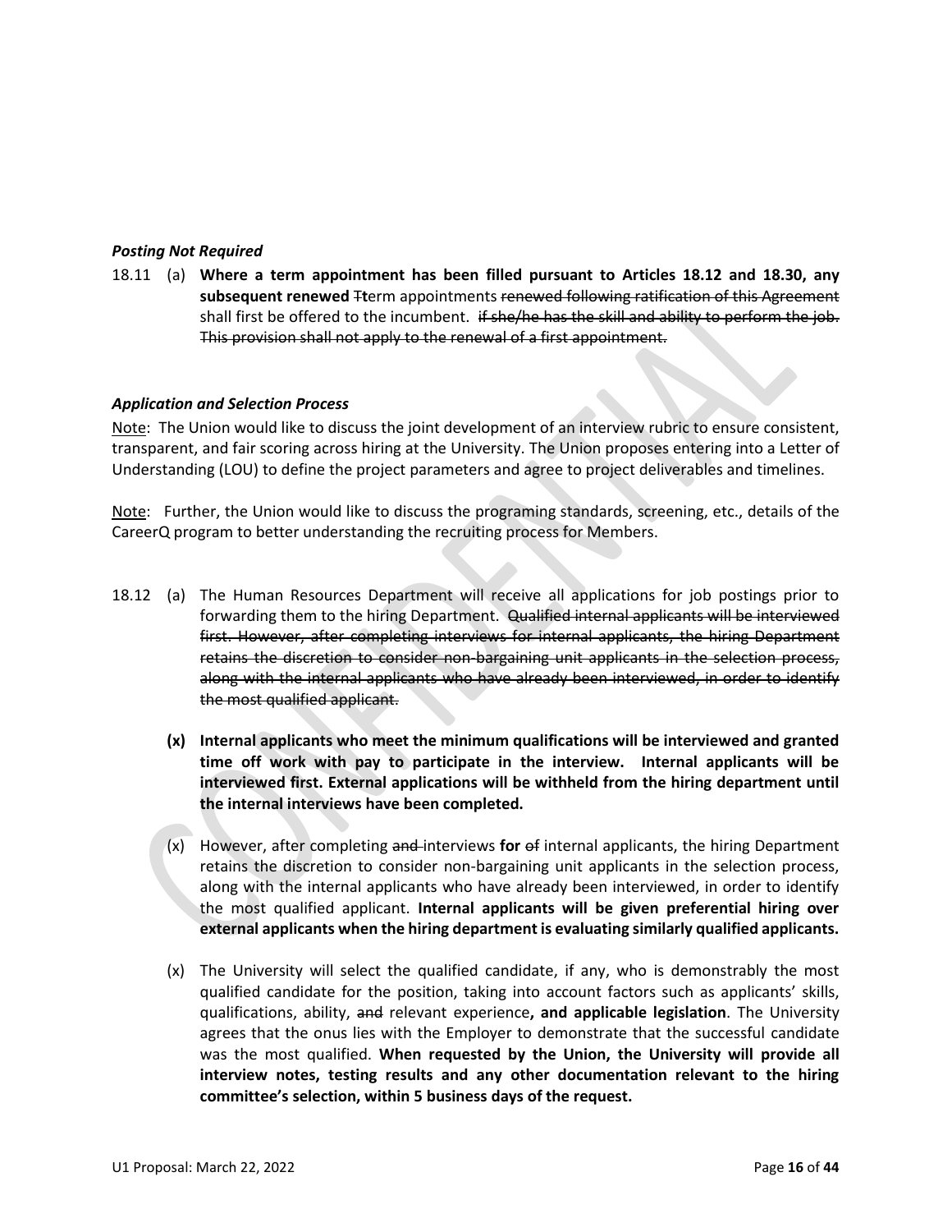***Posting Not Required***

18.11 (a) **Where a term appointment has been filled pursuant to Articles 18.12 and 18.30, any subsequent renewed** ~~T~~**t**erm appointments ~~renewed following ratification of this Agreement~~ shall first be offered to the incumbent. ~~if she/he has the skill and ability to perform the job. This provision shall not apply to the renewal of a first appointment.~~

***Application and Selection Process***

<u>Note</u>: The Union would like to discuss the joint development of an interview rubric to ensure consistent, transparent, and fair scoring across hiring at the University. The Union proposes entering into a Letter of Understanding (LOU) to define the project parameters and agree to project deliverables and timelines.

<u>Note</u>: Further, the Union would like to discuss the programing standards, screening, etc., details of the CareerQ program to better understanding the recruiting process for Members.

18.12 (a) The Human Resources Department will receive all applications for job postings prior to forwarding them to the hiring Department. ~~Qualified internal applicants will be interviewed first. However, after completing interviews for internal applicants, the hiring Department retains the discretion to consider non-bargaining unit applicants in the selection process, along with the internal applicants who have already been interviewed, in order to identify the most qualified applicant.~~

**(x) Internal applicants who meet the minimum qualifications will be interviewed and granted time off work with pay to participate in the interview. Internal applicants will be interviewed first. External applications will be withheld from the hiring department until the internal interviews have been completed.**

(x) However, after completing ~~and~~ interviews **for** ~~of~~ internal applicants, the hiring Department retains the discretion to consider non-bargaining unit applicants in the selection process, along with the internal applicants who have already been interviewed, in order to identify the most qualified applicant. **Internal applicants will be given preferential hiring over external applicants when the hiring department is evaluating similarly qualified applicants.**

(x) The University will select the qualified candidate, if any, who is demonstrably the most qualified candidate for the position, taking into account factors such as applicants' skills, qualifications, ability, ~~and~~ relevant experience**, and applicable legislation**. The University agrees that the onus lies with the Employer to demonstrate that the successful candidate was the most qualified. **When requested by the Union, the University will provide all interview notes, testing results and any other documentation relevant to the hiring committee's selection, within 5 business days of the request.**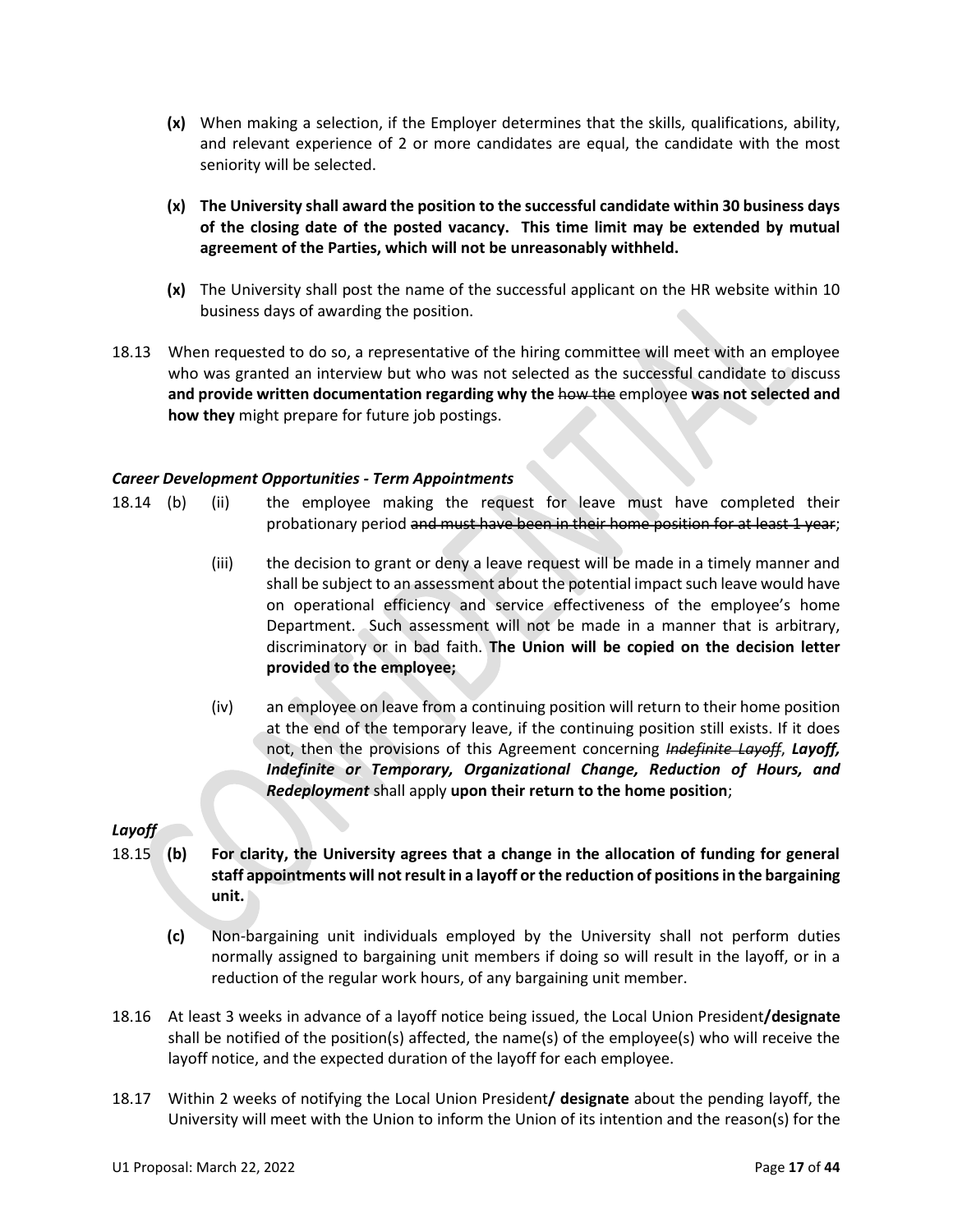**(x)** When making a selection, if the Employer determines that the skills, qualifications, ability, and relevant experience of 2 or more candidates are equal, the candidate with the most seniority will be selected.

**(x) The University shall award the position to the successful candidate within 30 business days of the closing date of the posted vacancy. This time limit may be extended by mutual agreement of the Parties, which will not be unreasonably withheld.**

**(x)** The University shall post the name of the successful applicant on the HR website within 10 business days of awarding the position.

18.13 When requested to do so, a representative of the hiring committee will meet with an employee who was granted an interview but who was not selected as the successful candidate to discuss **and provide written documentation regarding why the** ~~how the~~ employee **was not selected and how they** might prepare for future job postings.

***Career Development Opportunities - Term Appointments***

18.14 (b) (ii) the employee making the request for leave must have completed their probationary period ~~and must have been in their home position for at least 1 year~~;

(iii) the decision to grant or deny a leave request will be made in a timely manner and shall be subject to an assessment about the potential impact such leave would have on operational efficiency and service effectiveness of the employee's home Department. Such assessment will not be made in a manner that is arbitrary, discriminatory or in bad faith. **The Union will be copied on the decision letter provided to the employee;**

(iv) an employee on leave from a continuing position will return to their home position at the end of the temporary leave, if the continuing position still exists. If it does not, then the provisions of this Agreement concerning ~~*Indefinite Layoff*~~, ***Layoff, Indefinite or Temporary, Organizational Change, Reduction of Hours, and Redeployment*** shall apply **upon their return to the home position**;

***Layoff***

18.15 **(b) For clarity, the University agrees that a change in the allocation of funding for general staff appointments will not result in a layoff or the reduction of positions in the bargaining unit.**

**(c)** Non-bargaining unit individuals employed by the University shall not perform duties normally assigned to bargaining unit members if doing so will result in the layoff, or in a reduction of the regular work hours, of any bargaining unit member.

18.16 At least 3 weeks in advance of a layoff notice being issued, the Local Union President**/designate** shall be notified of the position(s) affected, the name(s) of the employee(s) who will receive the layoff notice, and the expected duration of the layoff for each employee.

18.17 Within 2 weeks of notifying the Local Union President**/ designate** about the pending layoff, the University will meet with the Union to inform the Union of its intention and the reason(s) for the

U1 Proposal: March 22, 2022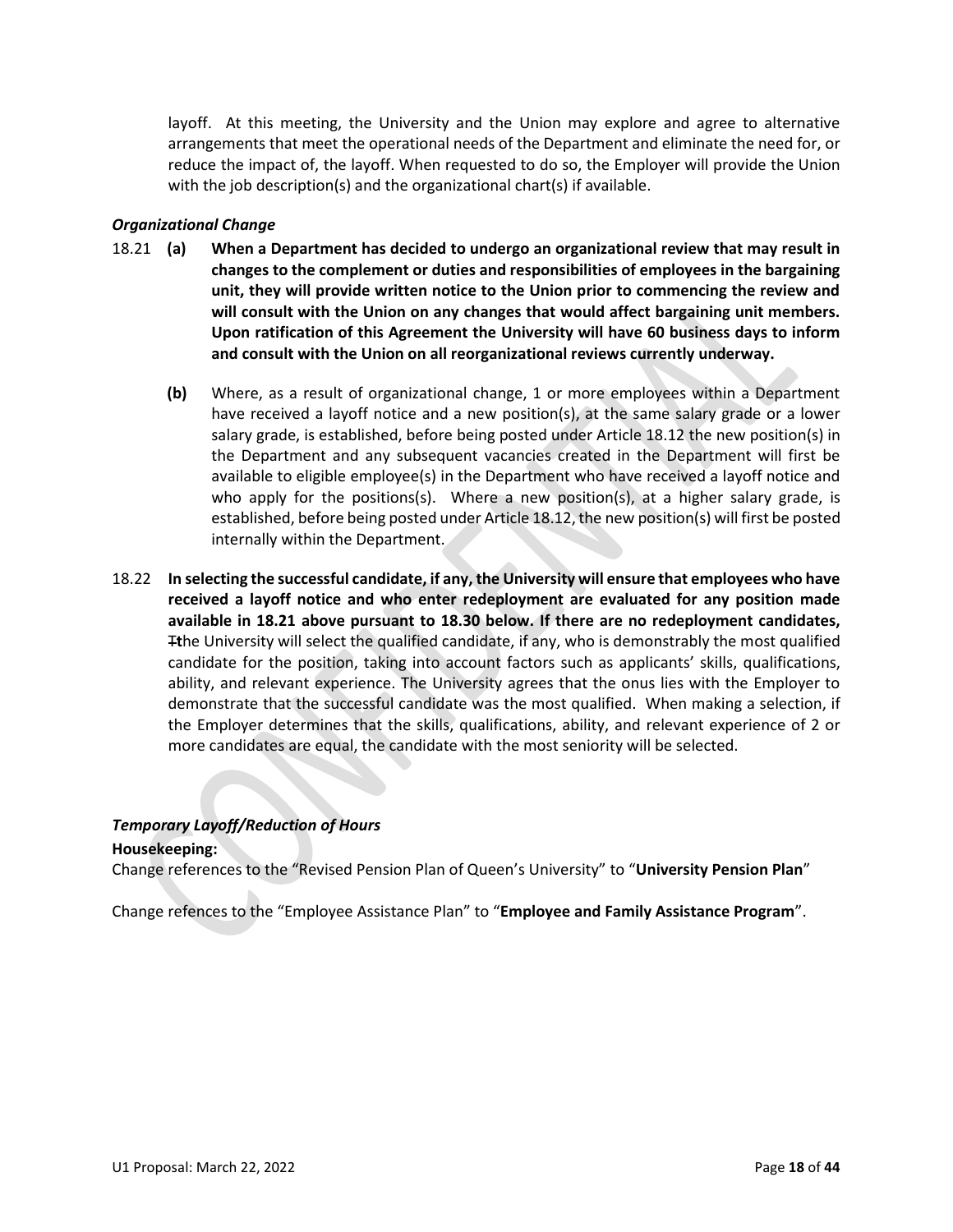layoff. At this meeting, the University and the Union may explore and agree to alternative arrangements that meet the operational needs of the Department and eliminate the need for, or reduce the impact of, the layoff. When requested to do so, the Employer will provide the Union with the job description(s) and the organizational chart(s) if available.

*Organizational Change*

18.21 **(a) When a Department has decided to undergo an organizational review that may result in changes to the complement or duties and responsibilities of employees in the bargaining unit, they will provide written notice to the Union prior to commencing the review and will consult with the Union on any changes that would affect bargaining unit members. Upon ratification of this Agreement the University will have 60 business days to inform and consult with the Union on all reorganizational reviews currently underway.**

**(b)** Where, as a result of organizational change, 1 or more employees within a Department have received a layoff notice and a new position(s), at the same salary grade or a lower salary grade, is established, before being posted under Article 18.12 the new position(s) in the Department and any subsequent vacancies created in the Department will first be available to eligible employee(s) in the Department who have received a layoff notice and who apply for the positions(s). Where a new position(s), at a higher salary grade, is established, before being posted under Article 18.12, the new position(s) will first be posted internally within the Department.

18.22 **In selecting the successful candidate, if any, the University will ensure that employees who have received a layoff notice and who enter redeployment are evaluated for any position made available in 18.21 above pursuant to 18.30 below. If there are no redeployment candidates,** ~~T~~**t**he University will select the qualified candidate, if any, who is demonstrably the most qualified candidate for the position, taking into account factors such as applicants' skills, qualifications, ability, and relevant experience. The University agrees that the onus lies with the Employer to demonstrate that the successful candidate was the most qualified. When making a selection, if the Employer determines that the skills, qualifications, ability, and relevant experience of 2 or more candidates are equal, the candidate with the most seniority will be selected.

*Temporary Layoff/Reduction of Hours*

**Housekeeping:**

Change references to the "Revised Pension Plan of Queen's University" to "**University Pension Plan**"

Change refences to the "Employee Assistance Plan" to "**Employee and Family Assistance Program**".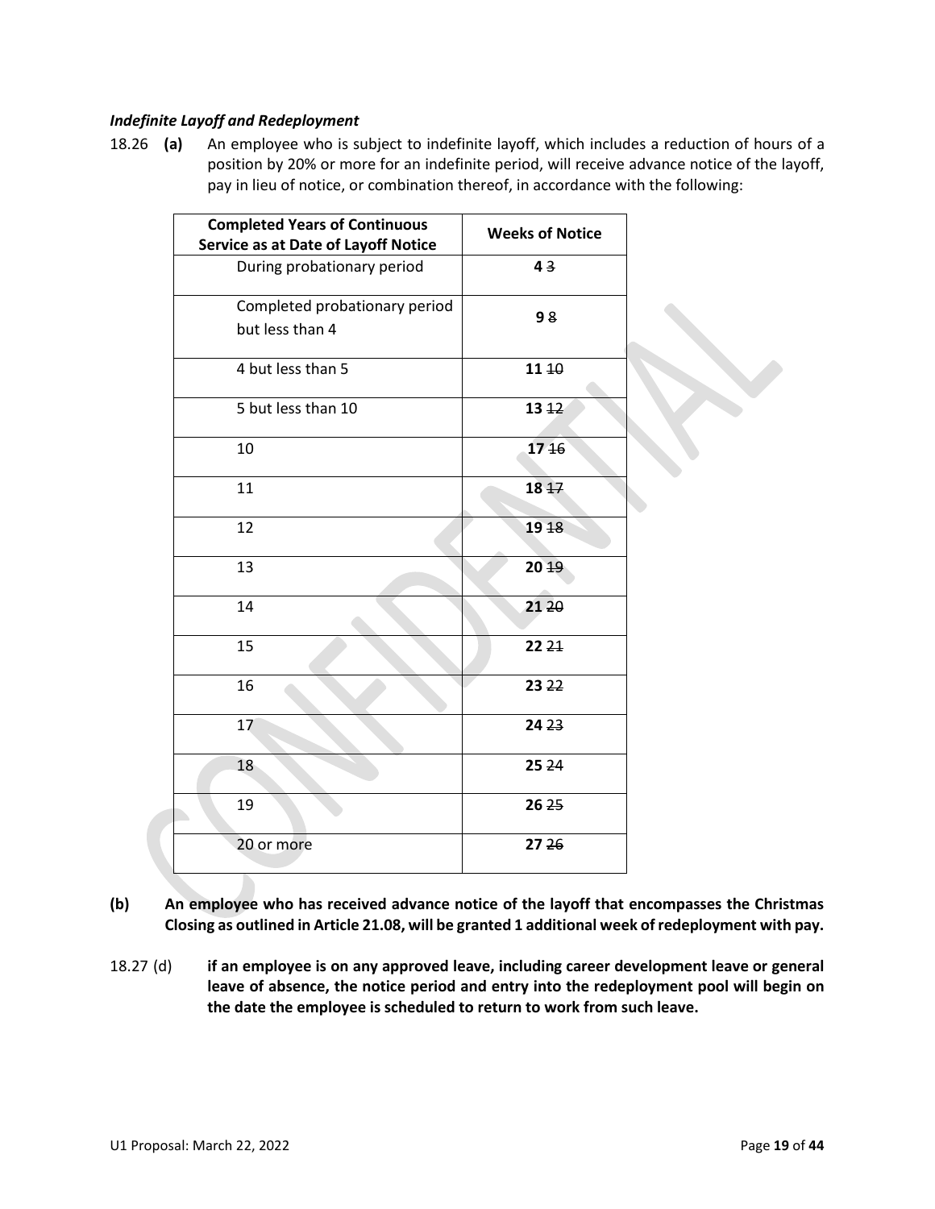***Indefinite Layoff and Redeployment***

18.26 **(a)** An employee who is subject to indefinite layoff, which includes a reduction of hours of a position by 20% or more for an indefinite period, will receive advance notice of the layoff, pay in lieu of notice, or combination thereof, in accordance with the following:

| Completed Years of Continuous Service as at Date of Layoff Notice | Weeks of Notice |
|---|---|
| During probationary period | **4** ~~3~~ |
| Completed probationary period but less than 4 | **9** ~~8~~ |
| 4 but less than 5 | **11** ~~10~~ |
| 5 but less than 10 | **13** ~~12~~ |
| 10 | **17** ~~16~~ |
| 11 | **18** ~~17~~ |
| 12 | **19** ~~18~~ |
| 13 | **20** ~~19~~ |
| 14 | **21** ~~20~~ |
| 15 | **22** ~~21~~ |
| 16 | **23** ~~22~~ |
| 17 | **24** ~~23~~ |
| 18 | **25** ~~24~~ |
| 19 | **26** ~~25~~ |
| 20 or more | **27** ~~26~~ |

**(b)** **An employee who has received advance notice of the layoff that encompasses the Christmas Closing as outlined in Article 21.08, will be granted 1 additional week of redeployment with pay.**

18.27 (d) **if an employee is on any approved leave, including career development leave or general leave of absence, the notice period and entry into the redeployment pool will begin on the date the employee is scheduled to return to work from such leave.**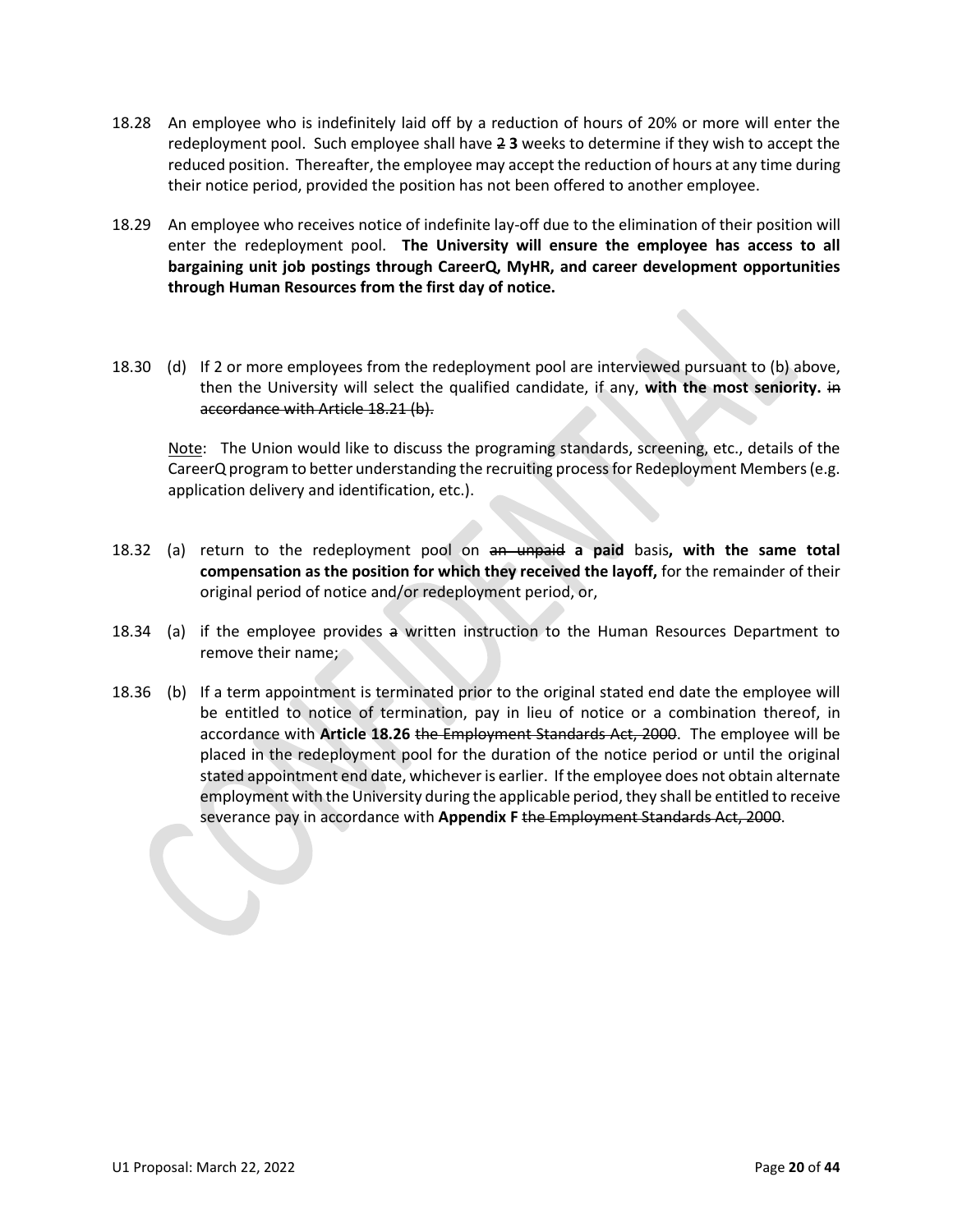18.28 An employee who is indefinitely laid off by a reduction of hours of 20% or more will enter the redeployment pool. Such employee shall have ~~2~~ **3** weeks to determine if they wish to accept the reduced position. Thereafter, the employee may accept the reduction of hours at any time during their notice period, provided the position has not been offered to another employee.

18.29 An employee who receives notice of indefinite lay-off due to the elimination of their position will enter the redeployment pool. **The University will ensure the employee has access to all bargaining unit job postings through CareerQ, MyHR, and career development opportunities through Human Resources from the first day of notice.**

18.30 (d) If 2 or more employees from the redeployment pool are interviewed pursuant to (b) above, then the University will select the qualified candidate, if any, **with the most seniority.** ~~in accordance with Article 18.21 (b).~~

Note: The Union would like to discuss the programing standards, screening, etc., details of the CareerQ program to better understanding the recruiting process for Redeployment Members (e.g. application delivery and identification, etc.).

18.32 (a) return to the redeployment pool on ~~an unpaid~~ **a paid** basis**, with the same total compensation as the position for which they received the layoff,** for the remainder of their original period of notice and/or redeployment period, or,

18.34 (a) if the employee provides ~~a~~ written instruction to the Human Resources Department to remove their name;

18.36 (b) If a term appointment is terminated prior to the original stated end date the employee will be entitled to notice of termination, pay in lieu of notice or a combination thereof, in accordance with **Article 18.26** ~~the Employment Standards Act, 2000~~. The employee will be placed in the redeployment pool for the duration of the notice period or until the original stated appointment end date, whichever is earlier. If the employee does not obtain alternate employment with the University during the applicable period, they shall be entitled to receive severance pay in accordance with **Appendix F** ~~the Employment Standards Act, 2000~~.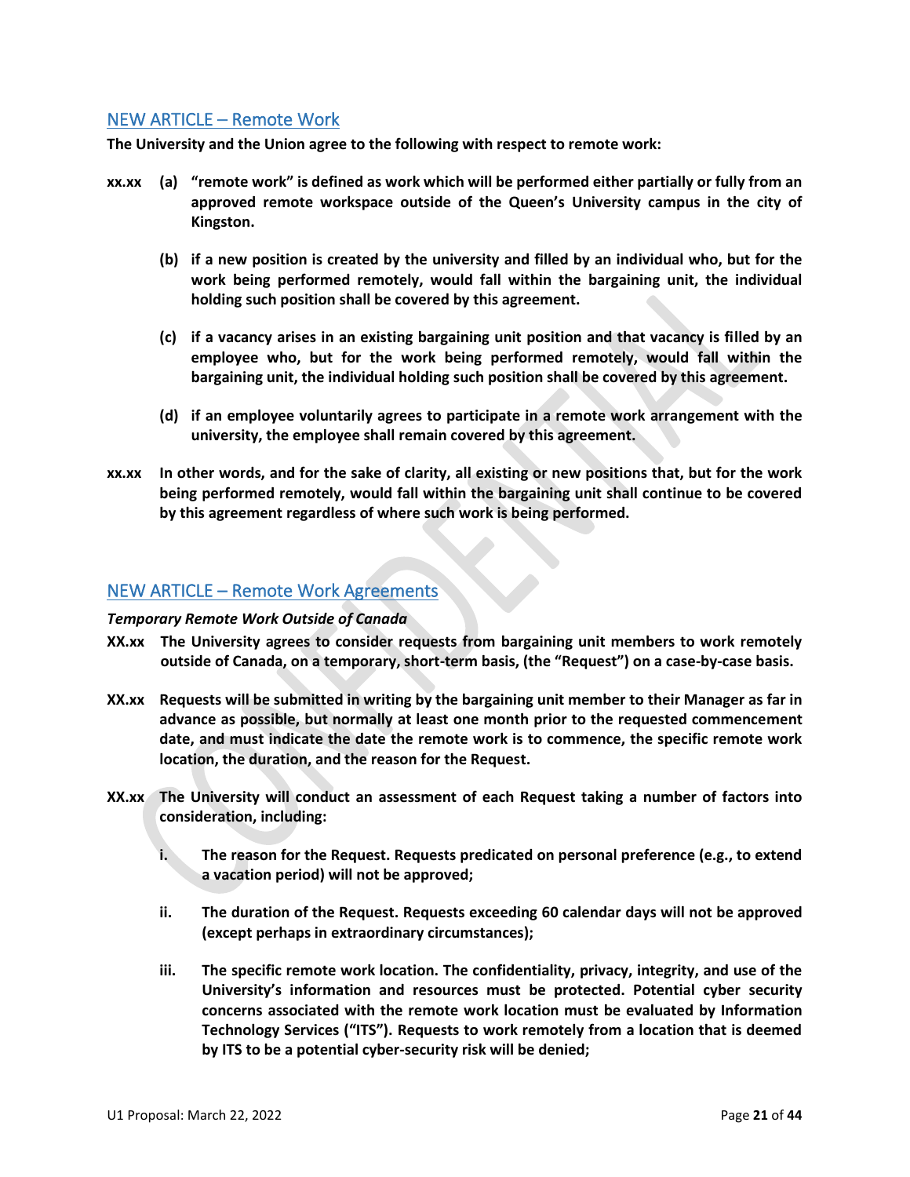## NEW ARTICLE – Remote Work

**The University and the Union agree to the following with respect to remote work:**

**xx.xx (a) "remote work" is defined as work which will be performed either partially or fully from an approved remote workspace outside of the Queen's University campus in the city of Kingston.**

**(b) if a new position is created by the university and filled by an individual who, but for the work being performed remotely, would fall within the bargaining unit, the individual holding such position shall be covered by this agreement.**

**(c) if a vacancy arises in an existing bargaining unit position and that vacancy is filled by an employee who, but for the work being performed remotely, would fall within the bargaining unit, the individual holding such position shall be covered by this agreement.**

**(d) if an employee voluntarily agrees to participate in a remote work arrangement with the university, the employee shall remain covered by this agreement.**

**xx.xx In other words, and for the sake of clarity, all existing or new positions that, but for the work being performed remotely, would fall within the bargaining unit shall continue to be covered by this agreement regardless of where such work is being performed.**

## NEW ARTICLE – Remote Work Agreements

***Temporary Remote Work Outside of Canada***

**XX.xx The University agrees to consider requests from bargaining unit members to work remotely outside of Canada, on a temporary, short-term basis, (the "Request") on a case-by-case basis.**

**XX.xx Requests will be submitted in writing by the bargaining unit member to their Manager as far in advance as possible, but normally at least one month prior to the requested commencement date, and must indicate the date the remote work is to commence, the specific remote work location, the duration, and the reason for the Request.**

**XX.xx The University will conduct an assessment of each Request taking a number of factors into consideration, including:**

**i. The reason for the Request. Requests predicated on personal preference (e.g., to extend a vacation period) will not be approved;**

**ii. The duration of the Request. Requests exceeding 60 calendar days will not be approved (except perhaps in extraordinary circumstances);**

**iii. The specific remote work location. The confidentiality, privacy, integrity, and use of the University's information and resources must be protected. Potential cyber security concerns associated with the remote work location must be evaluated by Information Technology Services ("ITS"). Requests to work remotely from a location that is deemed by ITS to be a potential cyber-security risk will be denied;**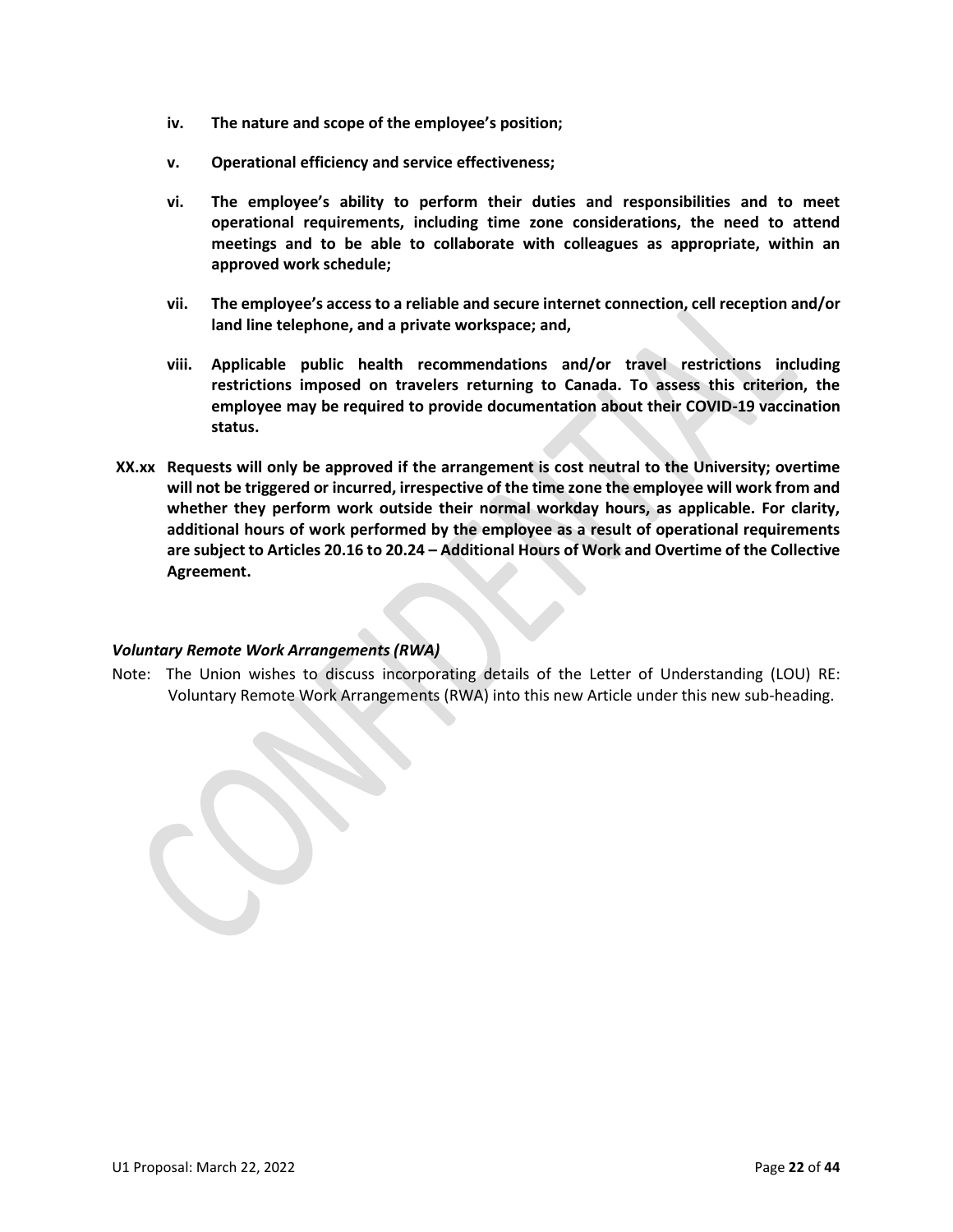**iv. The nature and scope of the employee's position;**

**v. Operational efficiency and service effectiveness;**

**vi. The employee's ability to perform their duties and responsibilities and to meet operational requirements, including time zone considerations, the need to attend meetings and to be able to collaborate with colleagues as appropriate, within an approved work schedule;**

**vii. The employee's access to a reliable and secure internet connection, cell reception and/or land line telephone, and a private workspace; and,**

**viii. Applicable public health recommendations and/or travel restrictions including restrictions imposed on travelers returning to Canada. To assess this criterion, the employee may be required to provide documentation about their COVID-19 vaccination status.**

**XX.xx Requests will only be approved if the arrangement is cost neutral to the University; overtime will not be triggered or incurred, irrespective of the time zone the employee will work from and whether they perform work outside their normal workday hours, as applicable. For clarity, additional hours of work performed by the employee as a result of operational requirements are subject to Articles 20.16 to 20.24 – Additional Hours of Work and Overtime of the Collective Agreement.**

***Voluntary Remote Work Arrangements (RWA)***

Note: The Union wishes to discuss incorporating details of the Letter of Understanding (LOU) RE: Voluntary Remote Work Arrangements (RWA) into this new Article under this new sub-heading.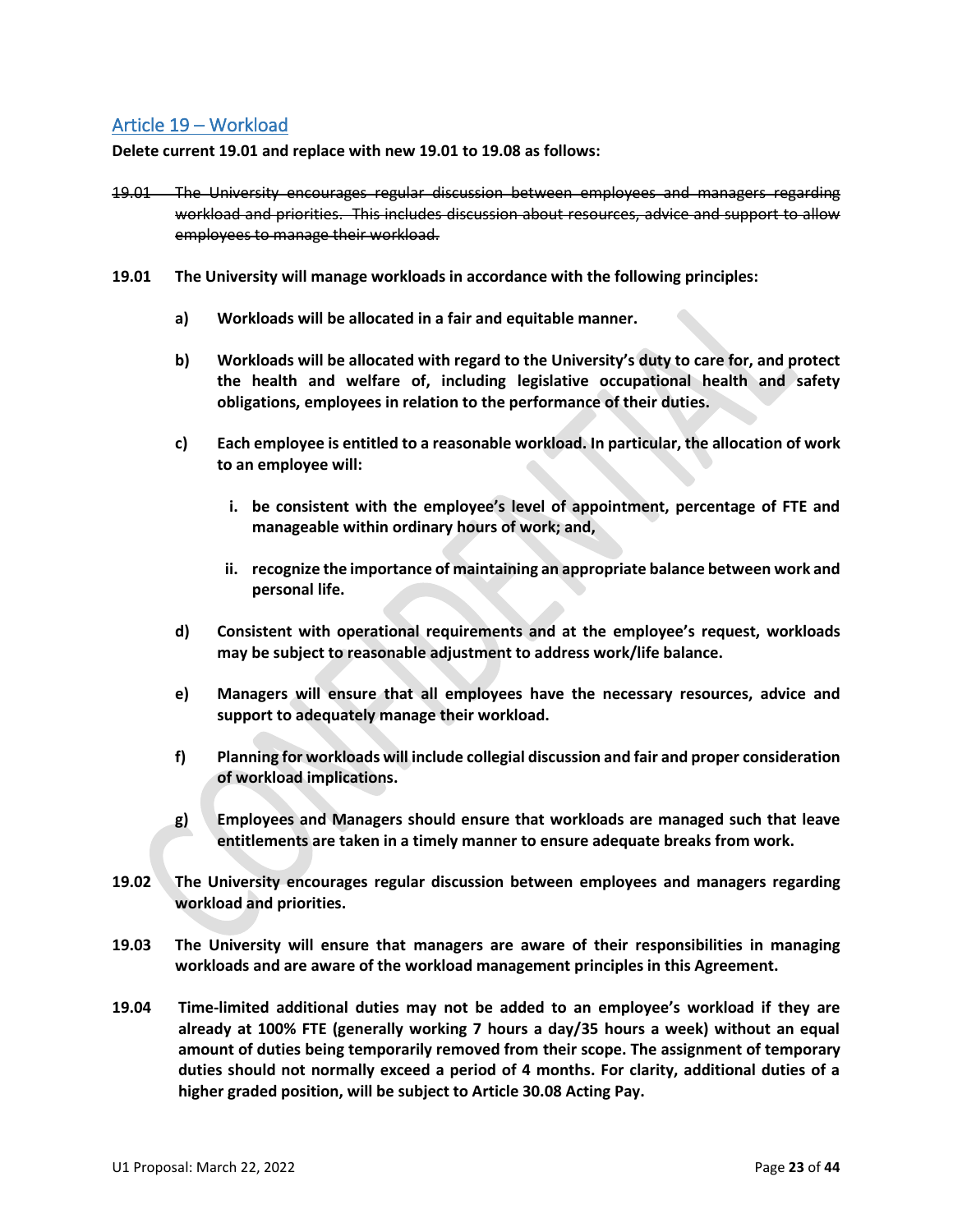## Article 19 – Workload

**Delete current 19.01 and replace with new 19.01 to 19.08 as follows:**

~~19.01 The University encourages regular discussion between employees and managers regarding workload and priorities. This includes discussion about resources, advice and support to allow employees to manage their workload.~~

**19.01 The University will manage workloads in accordance with the following principles:**

**a) Workloads will be allocated in a fair and equitable manner.**

**b) Workloads will be allocated with regard to the University's duty to care for, and protect the health and welfare of, including legislative occupational health and safety obligations, employees in relation to the performance of their duties.**

**c) Each employee is entitled to a reasonable workload. In particular, the allocation of work to an employee will:**

**i. be consistent with the employee's level of appointment, percentage of FTE and manageable within ordinary hours of work; and,**

**ii. recognize the importance of maintaining an appropriate balance between work and personal life.**

**d) Consistent with operational requirements and at the employee's request, workloads may be subject to reasonable adjustment to address work/life balance.**

**e) Managers will ensure that all employees have the necessary resources, advice and support to adequately manage their workload.**

**f) Planning for workloads will include collegial discussion and fair and proper consideration of workload implications.**

**g) Employees and Managers should ensure that workloads are managed such that leave entitlements are taken in a timely manner to ensure adequate breaks from work.**

**19.02 The University encourages regular discussion between employees and managers regarding workload and priorities.**

**19.03 The University will ensure that managers are aware of their responsibilities in managing workloads and are aware of the workload management principles in this Agreement.**

**19.04 Time-limited additional duties may not be added to an employee's workload if they are already at 100% FTE (generally working 7 hours a day/35 hours a week) without an equal amount of duties being temporarily removed from their scope. The assignment of temporary duties should not normally exceed a period of 4 months. For clarity, additional duties of a higher graded position, will be subject to Article 30.08 Acting Pay.**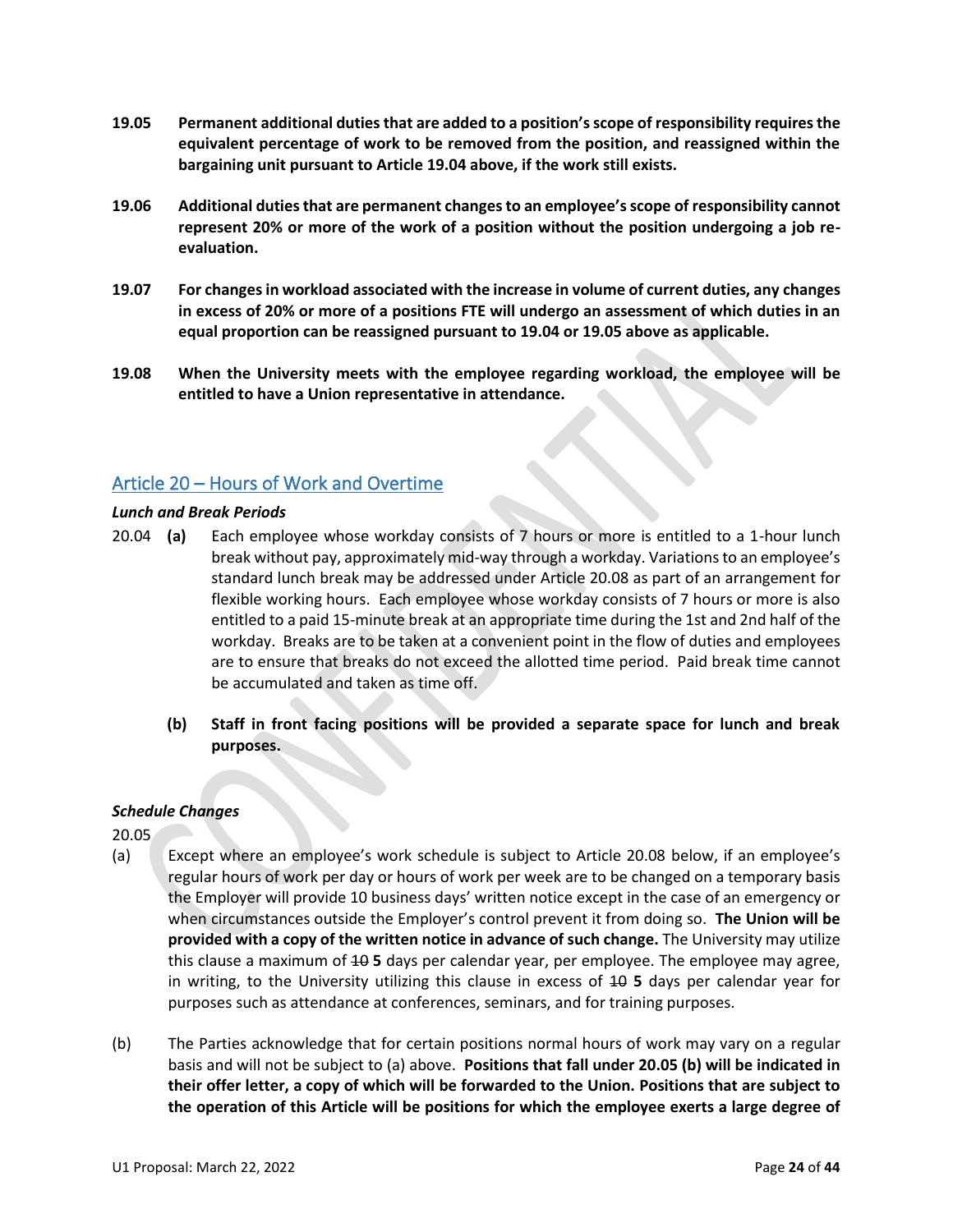**19.05 Permanent additional duties that are added to a position's scope of responsibility requires the equivalent percentage of work to be removed from the position, and reassigned within the bargaining unit pursuant to Article 19.04 above, if the work still exists.**

**19.06 Additional duties that are permanent changes to an employee's scope of responsibility cannot represent 20% or more of the work of a position without the position undergoing a job re-evaluation.**

**19.07 For changes in workload associated with the increase in volume of current duties, any changes in excess of 20% or more of a positions FTE will undergo an assessment of which duties in an equal proportion can be reassigned pursuant to 19.04 or 19.05 above as applicable.**

**19.08 When the University meets with the employee regarding workload, the employee will be entitled to have a Union representative in attendance.**

## Article 20 – Hours of Work and Overtime

***Lunch and Break Periods***

20.04 **(a)** Each employee whose workday consists of 7 hours or more is entitled to a 1-hour lunch break without pay, approximately mid-way through a workday. Variations to an employee's standard lunch break may be addressed under Article 20.08 as part of an arrangement for flexible working hours. Each employee whose workday consists of 7 hours or more is also entitled to a paid 15-minute break at an appropriate time during the 1st and 2nd half of the workday. Breaks are to be taken at a convenient point in the flow of duties and employees are to ensure that breaks do not exceed the allotted time period. Paid break time cannot be accumulated and taken as time off.

**(b) Staff in front facing positions will be provided a separate space for lunch and break purposes.**

***Schedule Changes***

20.05

(a) Except where an employee's work schedule is subject to Article 20.08 below, if an employee's regular hours of work per day or hours of work per week are to be changed on a temporary basis the Employer will provide 10 business days' written notice except in the case of an emergency or when circumstances outside the Employer's control prevent it from doing so. **The Union will be provided with a copy of the written notice in advance of such change.** The University may utilize this clause a maximum of ~~10~~ **5** days per calendar year, per employee. The employee may agree, in writing, to the University utilizing this clause in excess of ~~10~~ **5** days per calendar year for purposes such as attendance at conferences, seminars, and for training purposes.

(b) The Parties acknowledge that for certain positions normal hours of work may vary on a regular basis and will not be subject to (a) above. **Positions that fall under 20.05 (b) will be indicated in their offer letter, a copy of which will be forwarded to the Union. Positions that are subject to the operation of this Article will be positions for which the employee exerts a large degree of**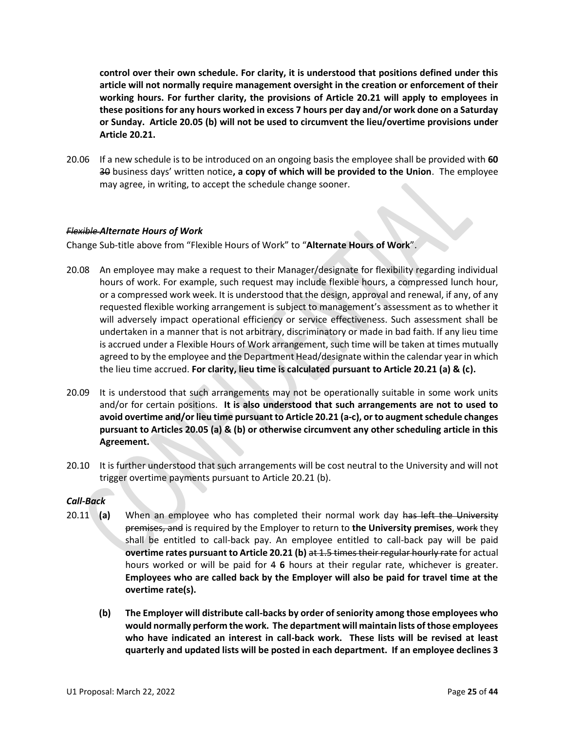**control over their own schedule. For clarity, it is understood that positions defined under this article will not normally require management oversight in the creation or enforcement of their working hours. For further clarity, the provisions of Article 20.21 will apply to employees in these positions for any hours worked in excess 7 hours per day and/or work done on a Saturday or Sunday. Article 20.05 (b) will not be used to circumvent the lieu/overtime provisions under Article 20.21.**

20.06 If a new schedule is to be introduced on an ongoing basis the employee shall be provided with **60** ~~30~~ business days' written notice**, a copy of which will be provided to the Union**. The employee may agree, in writing, to accept the schedule change sooner.

***~~Flexible~~ Alternate Hours of Work***

Change Sub-title above from "Flexible Hours of Work" to "**Alternate Hours of Work**".

20.08 An employee may make a request to their Manager/designate for flexibility regarding individual hours of work. For example, such request may include flexible hours, a compressed lunch hour, or a compressed work week. It is understood that the design, approval and renewal, if any, of any requested flexible working arrangement is subject to management's assessment as to whether it will adversely impact operational efficiency or service effectiveness. Such assessment shall be undertaken in a manner that is not arbitrary, discriminatory or made in bad faith. If any lieu time is accrued under a Flexible Hours of Work arrangement, such time will be taken at times mutually agreed to by the employee and the Department Head/designate within the calendar year in which the lieu time accrued. **For clarity, lieu time is calculated pursuant to Article 20.21 (a) & (c).**

20.09 It is understood that such arrangements may not be operationally suitable in some work units and/or for certain positions. **It is also understood that such arrangements are not to used to avoid overtime and/or lieu time pursuant to Article 20.21 (a-c), or to augment schedule changes pursuant to Articles 20.05 (a) & (b) or otherwise circumvent any other scheduling article in this Agreement.**

20.10 It is further understood that such arrangements will be cost neutral to the University and will not trigger overtime payments pursuant to Article 20.21 (b).

***Call-Back***

20.11 **(a)** When an employee who has completed their normal work day ~~has left the University premises, and~~ is required by the Employer to return to **the University premises**, ~~work~~ they shall be entitled to call-back pay. An employee entitled to call-back pay will be paid **overtime rates pursuant to Article 20.21 (b)** ~~at 1.5 times their regular hourly rate~~ for actual hours worked or will be paid for ~~4~~ **6** hours at their regular rate, whichever is greater. **Employees who are called back by the Employer will also be paid for travel time at the overtime rate(s).**

**(b)** **The Employer will distribute call-backs by order of seniority among those employees who would normally perform the work. The department will maintain lists of those employees who have indicated an interest in call-back work. These lists will be revised at least quarterly and updated lists will be posted in each department. If an employee declines 3**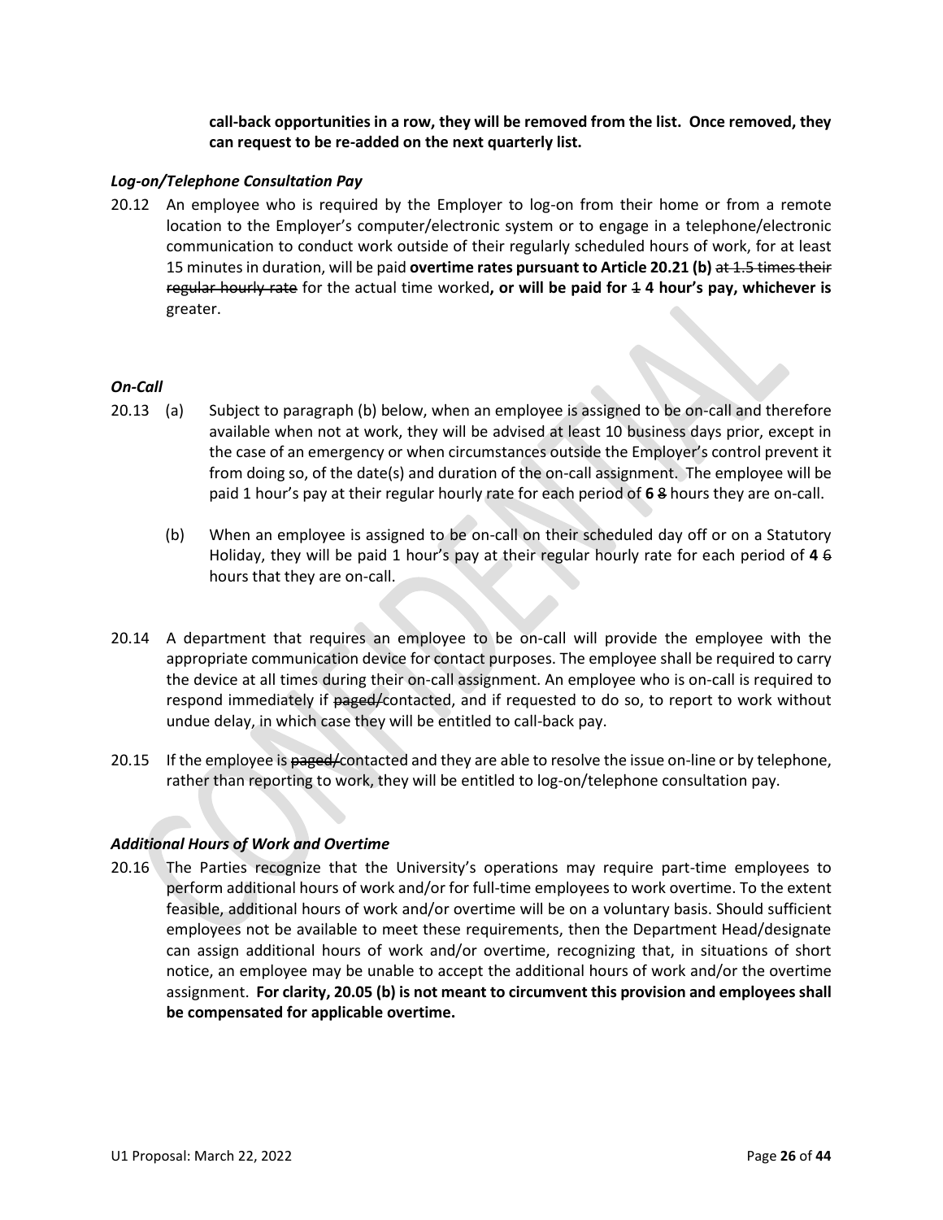**call-back opportunities in a row, they will be removed from the list. Once removed, they can request to be re-added on the next quarterly list.**

### *Log-on/Telephone Consultation Pay*

20.12 An employee who is required by the Employer to log-on from their home or from a remote location to the Employer's computer/electronic system or to engage in a telephone/electronic communication to conduct work outside of their regularly scheduled hours of work, for at least 15 minutes in duration, will be paid **overtime rates pursuant to Article 20.21 (b)** ~~at 1.5 times their regular hourly rate~~ for the actual time worked**, or will be paid for** ~~1~~ **4 hour's pay, whichever is** greater.

### *On-Call*

20.13 (a) Subject to paragraph (b) below, when an employee is assigned to be on-call and therefore available when not at work, they will be advised at least 10 business days prior, except in the case of an emergency or when circumstances outside the Employer's control prevent it from doing so, of the date(s) and duration of the on-call assignment. The employee will be paid 1 hour's pay at their regular hourly rate for each period of **6** ~~8~~ hours they are on-call.

(b) When an employee is assigned to be on-call on their scheduled day off or on a Statutory Holiday, they will be paid 1 hour's pay at their regular hourly rate for each period of **4** ~~6~~ hours that they are on-call.

20.14 A department that requires an employee to be on-call will provide the employee with the appropriate communication device for contact purposes. The employee shall be required to carry the device at all times during their on-call assignment. An employee who is on-call is required to respond immediately if ~~paged/~~contacted, and if requested to do so, to report to work without undue delay, in which case they will be entitled to call-back pay.

20.15 If the employee is ~~paged/~~contacted and they are able to resolve the issue on-line or by telephone, rather than reporting to work, they will be entitled to log-on/telephone consultation pay.

### *Additional Hours of Work and Overtime*

20.16 The Parties recognize that the University's operations may require part-time employees to perform additional hours of work and/or for full-time employees to work overtime. To the extent feasible, additional hours of work and/or overtime will be on a voluntary basis. Should sufficient employees not be available to meet these requirements, then the Department Head/designate can assign additional hours of work and/or overtime, recognizing that, in situations of short notice, an employee may be unable to accept the additional hours of work and/or the overtime assignment. **For clarity, 20.05 (b) is not meant to circumvent this provision and employees shall be compensated for applicable overtime.**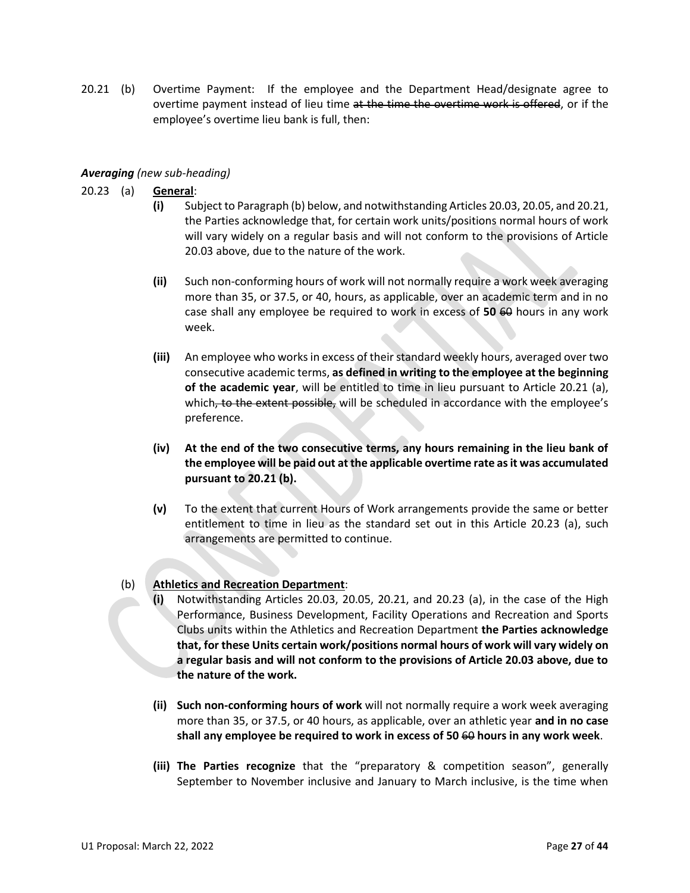20.21 (b) Overtime Payment: If the employee and the Department Head/designate agree to overtime payment instead of lieu time ~~at the time the overtime work is offered~~, or if the employee's overtime lieu bank is full, then:

***Averaging*** *(new sub-heading)*

20.23 (a) **General**:

**(i)** Subject to Paragraph (b) below, and notwithstanding Articles 20.03, 20.05, and 20.21, the Parties acknowledge that, for certain work units/positions normal hours of work will vary widely on a regular basis and will not conform to the provisions of Article 20.03 above, due to the nature of the work.

**(ii)** Such non-conforming hours of work will not normally require a work week averaging more than 35, or 37.5, or 40, hours, as applicable, over an academic term and in no case shall any employee be required to work in excess of **50** ~~60~~ hours in any work week.

**(iii)** An employee who works in excess of their standard weekly hours, averaged over two consecutive academic terms, **as defined in writing to the employee at the beginning of the academic year**, will be entitled to time in lieu pursuant to Article 20.21 (a), which~~, to the extent possible,~~ will be scheduled in accordance with the employee's preference.

**(iv) At the end of the two consecutive terms, any hours remaining in the lieu bank of the employee will be paid out at the applicable overtime rate as it was accumulated pursuant to 20.21 (b).**

**(v)** To the extent that current Hours of Work arrangements provide the same or better entitlement to time in lieu as the standard set out in this Article 20.23 (a), such arrangements are permitted to continue.

(b) **Athletics and Recreation Department**:

**(i)** Notwithstanding Articles 20.03, 20.05, 20.21, and 20.23 (a), in the case of the High Performance, Business Development, Facility Operations and Recreation and Sports Clubs units within the Athletics and Recreation Department **the Parties acknowledge that, for these Units certain work/positions normal hours of work will vary widely on a regular basis and will not conform to the provisions of Article 20.03 above, due to the nature of the work.**

**(ii) Such non-conforming hours of work** will not normally require a work week averaging more than 35, or 37.5, or 40 hours, as applicable, over an athletic year **and in no case shall any employee be required to work in excess of 50** ~~60~~ **hours in any work week**.

**(iii) The Parties recognize** that the "preparatory & competition season", generally September to November inclusive and January to March inclusive, is the time when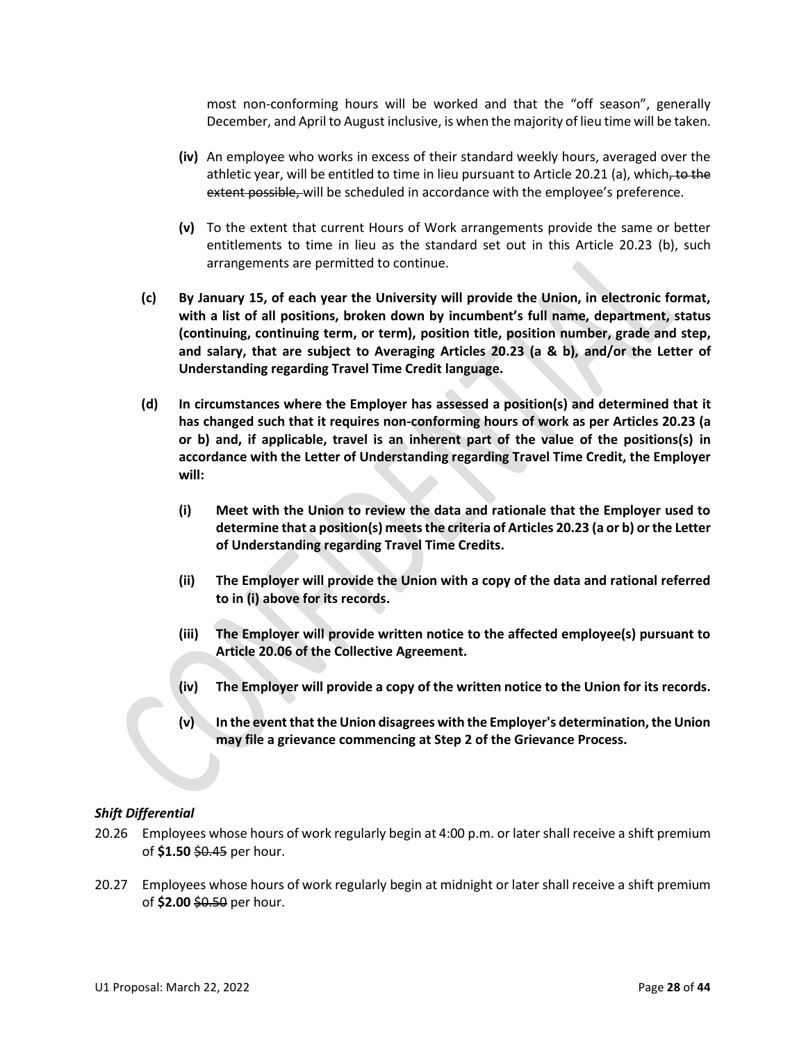most non-conforming hours will be worked and that the "off season", generally December, and April to August inclusive, is when the majority of lieu time will be taken.

**(iv)** An employee who works in excess of their standard weekly hours, averaged over the athletic year, will be entitled to time in lieu pursuant to Article 20.21 (a), which~~, to the extent possible,~~ will be scheduled in accordance with the employee's preference.

**(v)** To the extent that current Hours of Work arrangements provide the same or better entitlements to time in lieu as the standard set out in this Article 20.23 (b), such arrangements are permitted to continue.

**(c) By January 15, of each year the University will provide the Union, in electronic format, with a list of all positions, broken down by incumbent's full name, department, status (continuing, continuing term, or term), position title, position number, grade and step, and salary, that are subject to Averaging Articles 20.23 (a & b), and/or the Letter of Understanding regarding Travel Time Credit language.**

**(d) In circumstances where the Employer has assessed a position(s) and determined that it has changed such that it requires non-conforming hours of work as per Articles 20.23 (a or b) and, if applicable, travel is an inherent part of the value of the positions(s) in accordance with the Letter of Understanding regarding Travel Time Credit, the Employer will:**

**(i) Meet with the Union to review the data and rationale that the Employer used to determine that a position(s) meets the criteria of Articles 20.23 (a or b) or the Letter of Understanding regarding Travel Time Credits.**

**(ii) The Employer will provide the Union with a copy of the data and rational referred to in (i) above for its records.**

**(iii) The Employer will provide written notice to the affected employee(s) pursuant to Article 20.06 of the Collective Agreement.**

**(iv) The Employer will provide a copy of the written notice to the Union for its records.**

**(v) In the event that the Union disagrees with the Employer's determination, the Union may file a grievance commencing at Step 2 of the Grievance Process.**

***Shift Differential***

20.26 Employees whose hours of work regularly begin at 4:00 p.m. or later shall receive a shift premium of **$1.50** ~~$0.45~~ per hour.

20.27 Employees whose hours of work regularly begin at midnight or later shall receive a shift premium of **$2.00** ~~$0.50~~ per hour.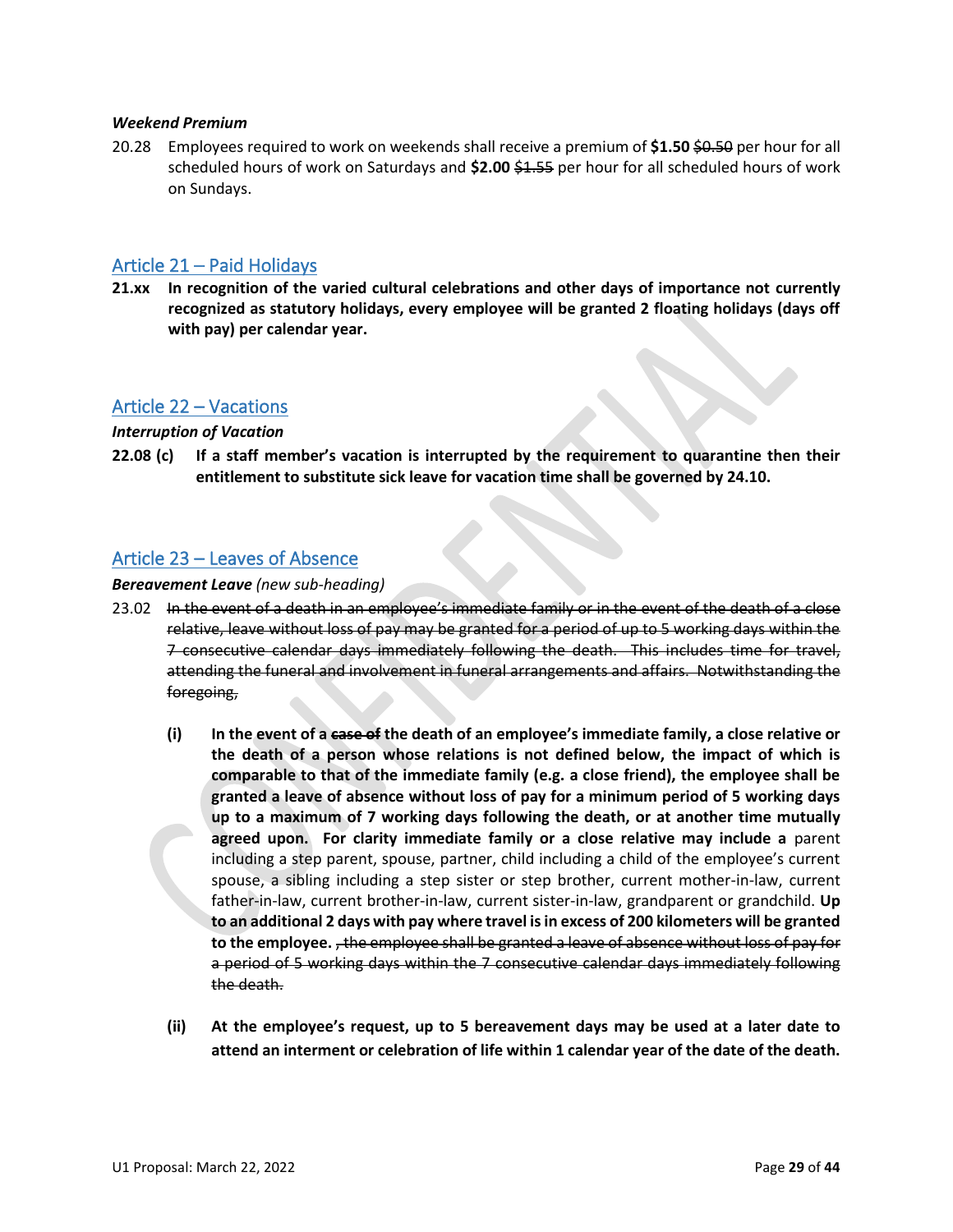***Weekend Premium***

20.28 Employees required to work on weekends shall receive a premium of **$1.50** ~~$0.50~~ per hour for all scheduled hours of work on Saturdays and **$2.00** ~~$1.55~~ per hour for all scheduled hours of work on Sundays.

## Article 21 – Paid Holidays

**21.xx In recognition of the varied cultural celebrations and other days of importance not currently recognized as statutory holidays, every employee will be granted 2 floating holidays (days off with pay) per calendar year.**

## Article 22 – Vacations

***Interruption of Vacation***

**22.08 (c) If a staff member's vacation is interrupted by the requirement to quarantine then their entitlement to substitute sick leave for vacation time shall be governed by 24.10.**

## Article 23 – Leaves of Absence

***Bereavement Leave*** *(new sub-heading)*

23.02 ~~In the event of a death in an employee's immediate family or in the event of the death of a close relative, leave without loss of pay may be granted for a period of up to 5 working days within the 7 consecutive calendar days immediately following the death. This includes time for travel, attending the funeral and involvement in funeral arrangements and affairs. Notwithstanding the foregoing,~~

**(i) In the event of a** ~~**case of**~~ **the death of an employee's immediate family, a close relative or the death of a person whose relations is not defined below, the impact of which is comparable to that of the immediate family (e.g. a close friend), the employee shall be granted a leave of absence without loss of pay for a minimum period of 5 working days up to a maximum of 7 working days following the death, or at another time mutually agreed upon. For clarity immediate family or a close relative may include a** parent including a step parent, spouse, partner, child including a child of the employee's current spouse, a sibling including a step sister or step brother, current mother-in-law, current father-in-law, current brother-in-law, current sister-in-law, grandparent or grandchild. **Up to an additional 2 days with pay where travel is in excess of 200 kilometers will be granted to the employee.** ~~, the employee shall be granted a leave of absence without loss of pay for a period of 5 working days within the 7 consecutive calendar days immediately following the death.~~

**(ii) At the employee's request, up to 5 bereavement days may be used at a later date to attend an interment or celebration of life within 1 calendar year of the date of the death.**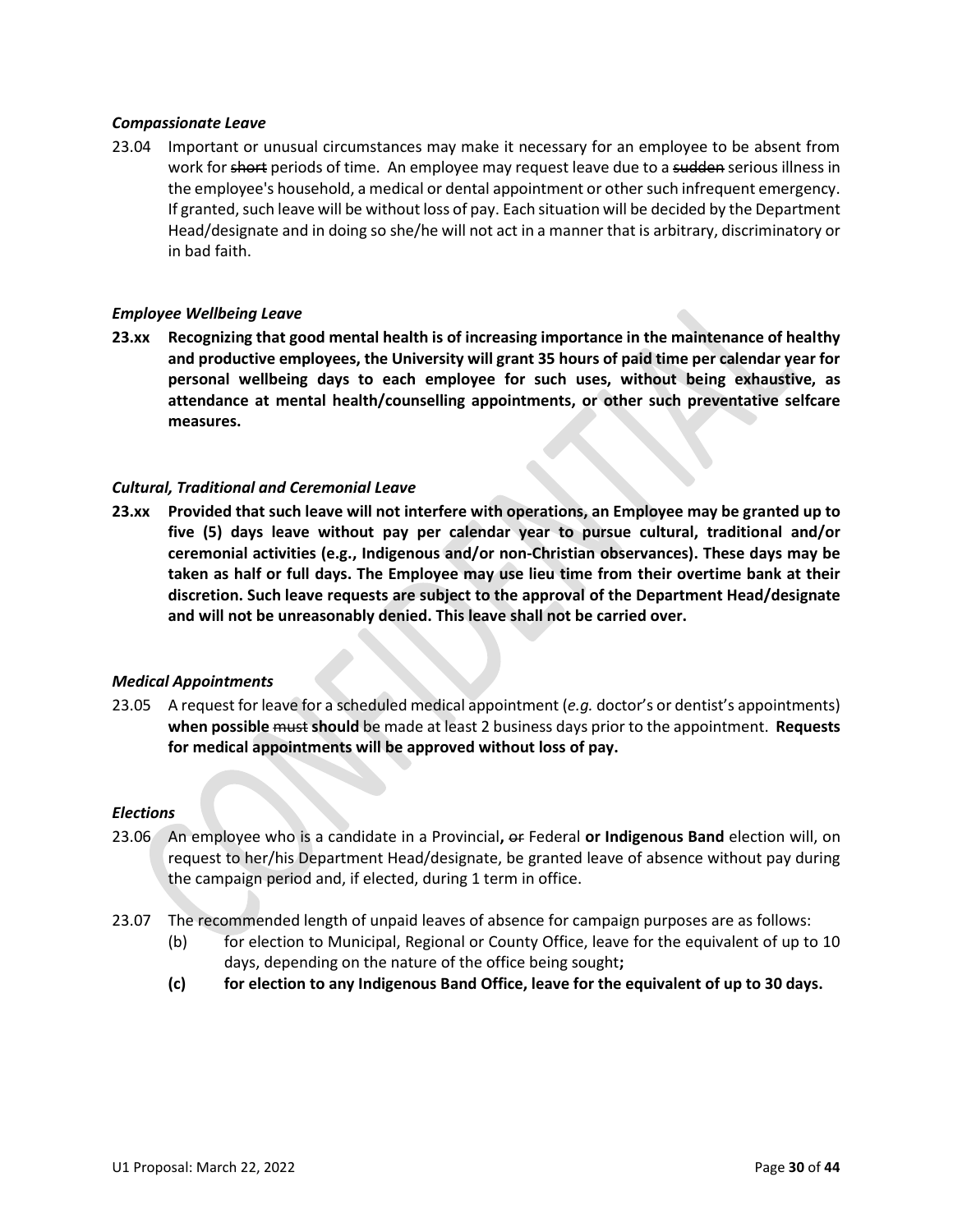***Compassionate Leave***

23.04 Important or unusual circumstances may make it necessary for an employee to be absent from work for ~~short~~ periods of time. An employee may request leave due to a ~~sudden~~ serious illness in the employee's household, a medical or dental appointment or other such infrequent emergency. If granted, such leave will be without loss of pay. Each situation will be decided by the Department Head/designate and in doing so she/he will not act in a manner that is arbitrary, discriminatory or in bad faith.

***Employee Wellbeing Leave***

**23.xx Recognizing that good mental health is of increasing importance in the maintenance of healthy and productive employees, the University will grant 35 hours of paid time per calendar year for personal wellbeing days to each employee for such uses, without being exhaustive, as attendance at mental health/counselling appointments, or other such preventative selfcare measures.**

***Cultural, Traditional and Ceremonial Leave***

**23.xx Provided that such leave will not interfere with operations, an Employee may be granted up to five (5) days leave without pay per calendar year to pursue cultural, traditional and/or ceremonial activities (e.g., Indigenous and/or non-Christian observances). These days may be taken as half or full days. The Employee may use lieu time from their overtime bank at their discretion. Such leave requests are subject to the approval of the Department Head/designate and will not be unreasonably denied. This leave shall not be carried over.**

***Medical Appointments***

23.05 A request for leave for a scheduled medical appointment (*e.g.* doctor's or dentist's appointments) **when possible** ~~must~~ **should** be made at least 2 business days prior to the appointment. **Requests for medical appointments will be approved without loss of pay.**

***Elections***

23.06 An employee who is a candidate in a Provincial**,** ~~or~~ Federal **or Indigenous Band** election will, on request to her/his Department Head/designate, be granted leave of absence without pay during the campaign period and, if elected, during 1 term in office.

23.07 The recommended length of unpaid leaves of absence for campaign purposes are as follows:

(b) for election to Municipal, Regional or County Office, leave for the equivalent of up to 10 days, depending on the nature of the office being sought**;**

**(c) for election to any Indigenous Band Office, leave for the equivalent of up to 30 days.**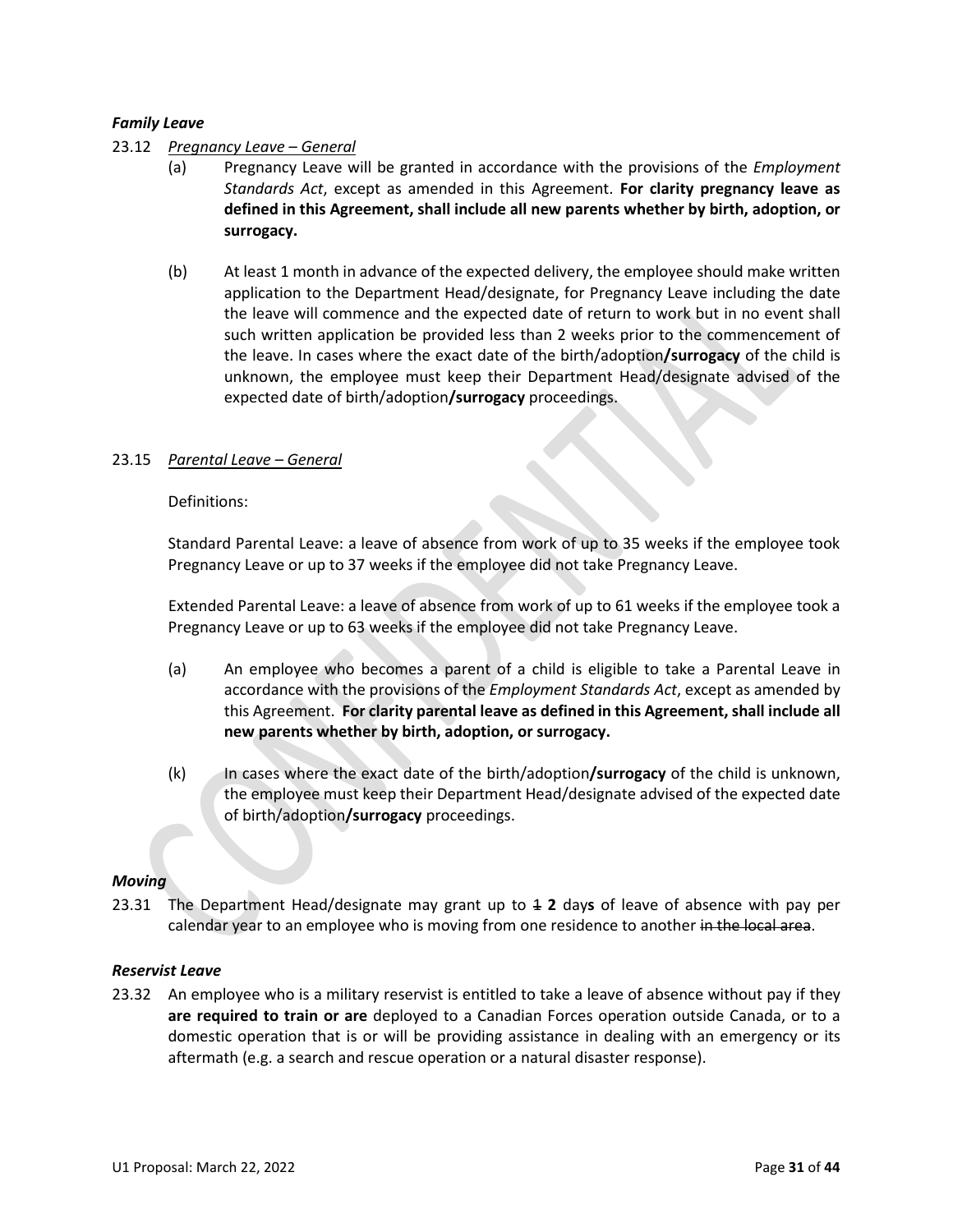***Family Leave***

23.12 *Pregnancy Leave – General*

(a) Pregnancy Leave will be granted in accordance with the provisions of the *Employment Standards Act*, except as amended in this Agreement. **For clarity pregnancy leave as defined in this Agreement, shall include all new parents whether by birth, adoption, or surrogacy.**

(b) At least 1 month in advance of the expected delivery, the employee should make written application to the Department Head/designate, for Pregnancy Leave including the date the leave will commence and the expected date of return to work but in no event shall such written application be provided less than 2 weeks prior to the commencement of the leave. In cases where the exact date of the birth/adoption**/surrogacy** of the child is unknown, the employee must keep their Department Head/designate advised of the expected date of birth/adoption**/surrogacy** proceedings.

23.15 *Parental Leave – General*

Definitions:

Standard Parental Leave: a leave of absence from work of up to 35 weeks if the employee took Pregnancy Leave or up to 37 weeks if the employee did not take Pregnancy Leave.

Extended Parental Leave: a leave of absence from work of up to 61 weeks if the employee took a Pregnancy Leave or up to 63 weeks if the employee did not take Pregnancy Leave.

(a) An employee who becomes a parent of a child is eligible to take a Parental Leave in accordance with the provisions of the *Employment Standards Act*, except as amended by this Agreement. **For clarity parental leave as defined in this Agreement, shall include all new parents whether by birth, adoption, or surrogacy.**

(k) In cases where the exact date of the birth/adoption**/surrogacy** of the child is unknown, the employee must keep their Department Head/designate advised of the expected date of birth/adoption**/surrogacy** proceedings.

***Moving***

23.31 The Department Head/designate may grant up to ~~1~~ **2** day**s** of leave of absence with pay per calendar year to an employee who is moving from one residence to another ~~in the local area~~.

***Reservist Leave***

23.32 An employee who is a military reservist is entitled to take a leave of absence without pay if they **are required to train or are** deployed to a Canadian Forces operation outside Canada, or to a domestic operation that is or will be providing assistance in dealing with an emergency or its aftermath (e.g. a search and rescue operation or a natural disaster response).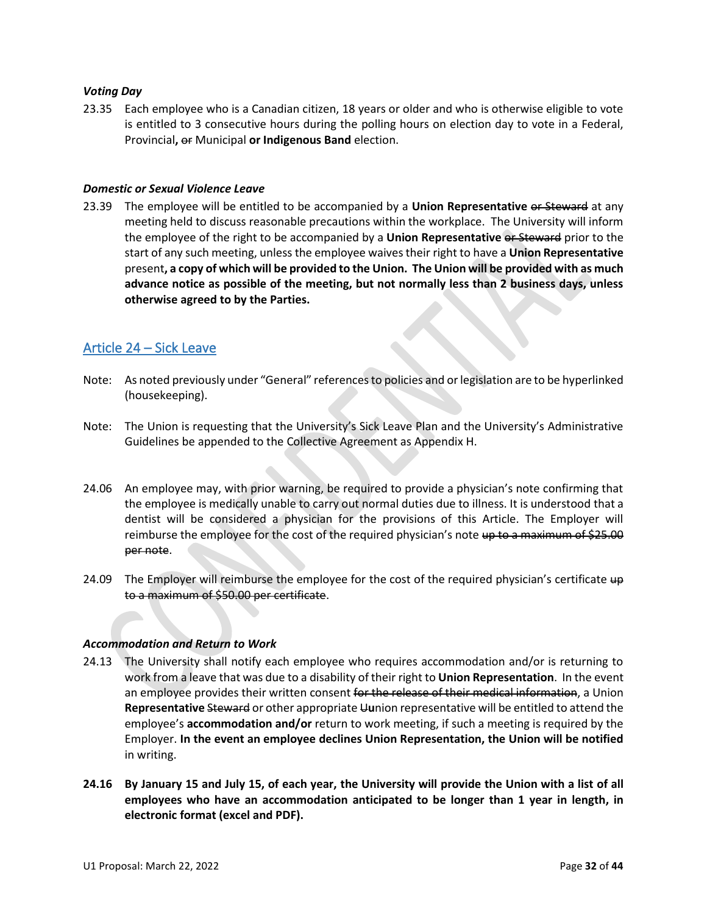***Voting Day***

23.35 Each employee who is a Canadian citizen, 18 years or older and who is otherwise eligible to vote is entitled to 3 consecutive hours during the polling hours on election day to vote in a Federal, Provincial**,** ~~or~~ Municipal **or Indigenous Band** election.

***Domestic or Sexual Violence Leave***

23.39 The employee will be entitled to be accompanied by a **Union Representative** ~~or Steward~~ at any meeting held to discuss reasonable precautions within the workplace. The University will inform the employee of the right to be accompanied by a **Union Representative** ~~or Steward~~ prior to the start of any such meeting, unless the employee waives their right to have a **Union Representative** present**, a copy of which will be provided to the Union. The Union will be provided with as much advance notice as possible of the meeting, but not normally less than 2 business days, unless otherwise agreed to by the Parties.**

## Article 24 – Sick Leave

Note: As noted previously under "General" references to policies and or legislation are to be hyperlinked (housekeeping).

Note: The Union is requesting that the University's Sick Leave Plan and the University's Administrative Guidelines be appended to the Collective Agreement as Appendix H.

24.06 An employee may, with prior warning, be required to provide a physician's note confirming that the employee is medically unable to carry out normal duties due to illness. It is understood that a dentist will be considered a physician for the provisions of this Article. The Employer will reimburse the employee for the cost of the required physician's note ~~up to a maximum of $25.00 per note~~.

24.09 The Employer will reimburse the employee for the cost of the required physician's certificate ~~up to a maximum of $50.00 per certificate~~.

***Accommodation and Return to Work***

24.13 The University shall notify each employee who requires accommodation and/or is returning to work from a leave that was due to a disability of their right to **Union Representation**. In the event an employee provides their written consent ~~for the release of their medical information~~, a Union **Representative** ~~Steward~~ or other appropriate ~~U~~**u**nion representative will be entitled to attend the employee's **accommodation and/or** return to work meeting, if such a meeting is required by the Employer. **In the event an employee declines Union Representation, the Union will be notified** in writing.

**24.16 By January 15 and July 15, of each year, the University will provide the Union with a list of all employees who have an accommodation anticipated to be longer than 1 year in length, in electronic format (excel and PDF).**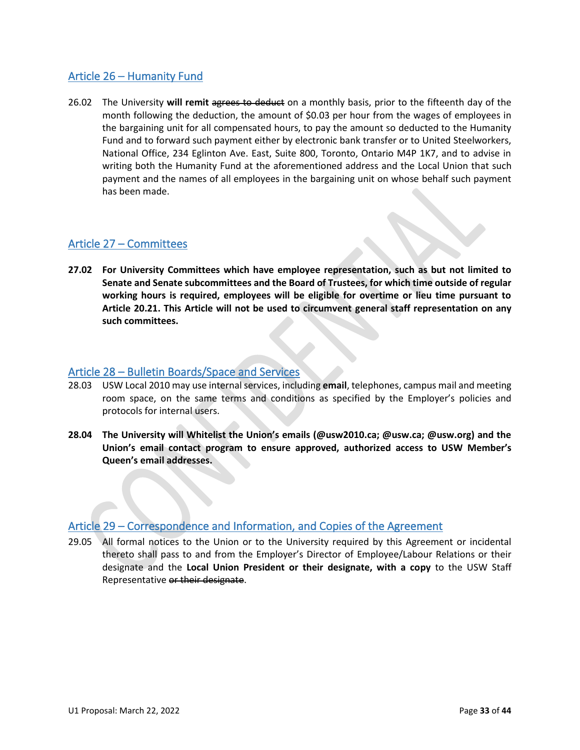## Article 26 – Humanity Fund

26.02 The University **will remit** ~~agrees to deduct~~ on a monthly basis, prior to the fifteenth day of the month following the deduction, the amount of $0.03 per hour from the wages of employees in the bargaining unit for all compensated hours, to pay the amount so deducted to the Humanity Fund and to forward such payment either by electronic bank transfer or to United Steelworkers, National Office, 234 Eglinton Ave. East, Suite 800, Toronto, Ontario M4P 1K7, and to advise in writing both the Humanity Fund at the aforementioned address and the Local Union that such payment and the names of all employees in the bargaining unit on whose behalf such payment has been made.

## Article 27 – Committees

**27.02 For University Committees which have employee representation, such as but not limited to Senate and Senate subcommittees and the Board of Trustees, for which time outside of regular working hours is required, employees will be eligible for overtime or lieu time pursuant to Article 20.21. This Article will not be used to circumvent general staff representation on any such committees.**

## Article 28 – Bulletin Boards/Space and Services

28.03 USW Local 2010 may use internal services, including **email**, telephones, campus mail and meeting room space, on the same terms and conditions as specified by the Employer's policies and protocols for internal users.

**28.04 The University will Whitelist the Union's emails (@usw2010.ca; @usw.ca; @usw.org) and the Union's email contact program to ensure approved, authorized access to USW Member's Queen's email addresses.**

## Article 29 – Correspondence and Information, and Copies of the Agreement

29.05 All formal notices to the Union or to the University required by this Agreement or incidental thereto shall pass to and from the Employer's Director of Employee/Labour Relations or their designate and the **Local Union President or their designate, with a copy** to the USW Staff Representative ~~or their designate~~.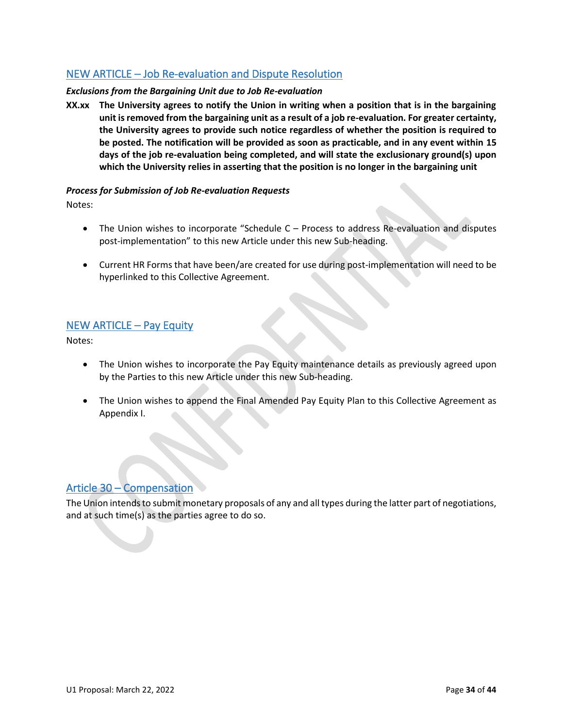## NEW ARTICLE – Job Re-evaluation and Dispute Resolution

***Exclusions from the Bargaining Unit due to Job Re-evaluation***

**XX.xx The University agrees to notify the Union in writing when a position that is in the bargaining unit is removed from the bargaining unit as a result of a job re-evaluation. For greater certainty, the University agrees to provide such notice regardless of whether the position is required to be posted. The notification will be provided as soon as practicable, and in any event within 15 days of the job re-evaluation being completed, and will state the exclusionary ground(s) upon which the University relies in asserting that the position is no longer in the bargaining unit**

***Process for Submission of Job Re-evaluation Requests***

Notes:

- The Union wishes to incorporate "Schedule C – Process to address Re-evaluation and disputes post-implementation" to this new Article under this new Sub-heading.
- Current HR Forms that have been/are created for use during post-implementation will need to be hyperlinked to this Collective Agreement.

## NEW ARTICLE – Pay Equity

Notes:

- The Union wishes to incorporate the Pay Equity maintenance details as previously agreed upon by the Parties to this new Article under this new Sub-heading.
- The Union wishes to append the Final Amended Pay Equity Plan to this Collective Agreement as Appendix I.

## Article 30 – Compensation

The Union intends to submit monetary proposals of any and all types during the latter part of negotiations, and at such time(s) as the parties agree to do so.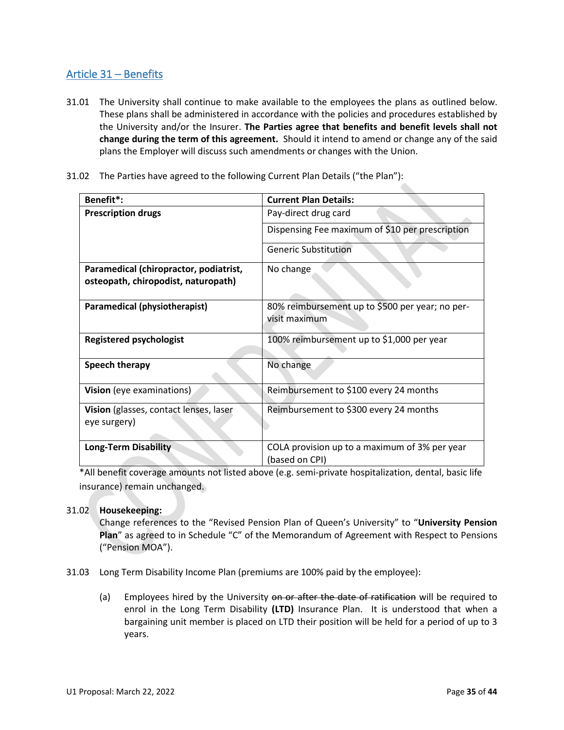## Article 31 – Benefits

31.01 The University shall continue to make available to the employees the plans as outlined below. These plans shall be administered in accordance with the policies and procedures established by the University and/or the Insurer. **The Parties agree that benefits and benefit levels shall not change during the term of this agreement.** Should it intend to amend or change any of the said plans the Employer will discuss such amendments or changes with the Union.

31.02 The Parties have agreed to the following Current Plan Details ("the Plan"):

| Benefit*: | Current Plan Details: |
|---|---|
| **Prescription drugs** | Pay-direct drug card |
| | Dispensing Fee maximum of $10 per prescription |
| | Generic Substitution |
| **Paramedical (chiropractor, podiatrist, osteopath, chiropodist, naturopath)** | No change |
| **Paramedical (physiotherapist)** | 80% reimbursement up to $500 per year; no per-visit maximum |
| **Registered psychologist** | 100% reimbursement up to $1,000 per year |
| **Speech therapy** | No change |
| **Vision** (eye examinations) | Reimbursement to $100 every 24 months |
| **Vision** (glasses, contact lenses, laser eye surgery) | Reimbursement to $300 every 24 months |
| **Long-Term Disability** | COLA provision up to a maximum of 3% per year (based on CPI) |

*All benefit coverage amounts not listed above (e.g. semi-private hospitalization, dental, basic life insurance) remain unchanged.

31.02 **Housekeeping:**
Change references to the "Revised Pension Plan of Queen's University" to "**University Pension Plan**" as agreed to in Schedule "C" of the Memorandum of Agreement with Respect to Pensions ("Pension MOA").

31.03 Long Term Disability Income Plan (premiums are 100% paid by the employee):

(a) Employees hired by the University ~~on or after the date of ratification~~ will be required to enrol in the Long Term Disability **(LTD)** Insurance Plan. It is understood that when a bargaining unit member is placed on LTD their position will be held for a period of up to 3 years.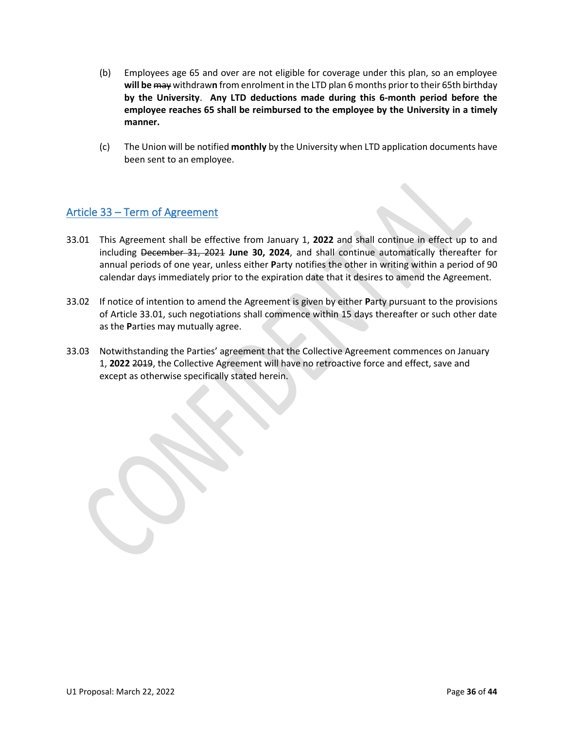(b) Employees age 65 and over are not eligible for coverage under this plan, so an employee **will be** ~~may~~ withdraw**n** from enrolment in the LTD plan 6 months prior to their 65th birthday **by the University**. **Any LTD deductions made during this 6-month period before the employee reaches 65 shall be reimbursed to the employee by the University in a timely manner.**

(c) The Union will be notified **monthly** by the University when LTD application documents have been sent to an employee.

## Article 33 – Term of Agreement

33.01 This Agreement shall be effective from January 1, **2022** and shall continue in effect up to and including ~~December 31, 2021~~ **June 30, 2024**, and shall continue automatically thereafter for annual periods of one year, unless either **P**arty notifies the other in writing within a period of 90 calendar days immediately prior to the expiration date that it desires to amend the Agreement.

33.02 If notice of intention to amend the Agreement is given by either **P**arty pursuant to the provisions of Article 33.01, such negotiations shall commence within 15 days thereafter or such other date as the **P**arties may mutually agree.

33.03 Notwithstanding the Parties' agreement that the Collective Agreement commences on January 1, **2022** ~~2019~~, the Collective Agreement will have no retroactive force and effect, save and except as otherwise specifically stated herein.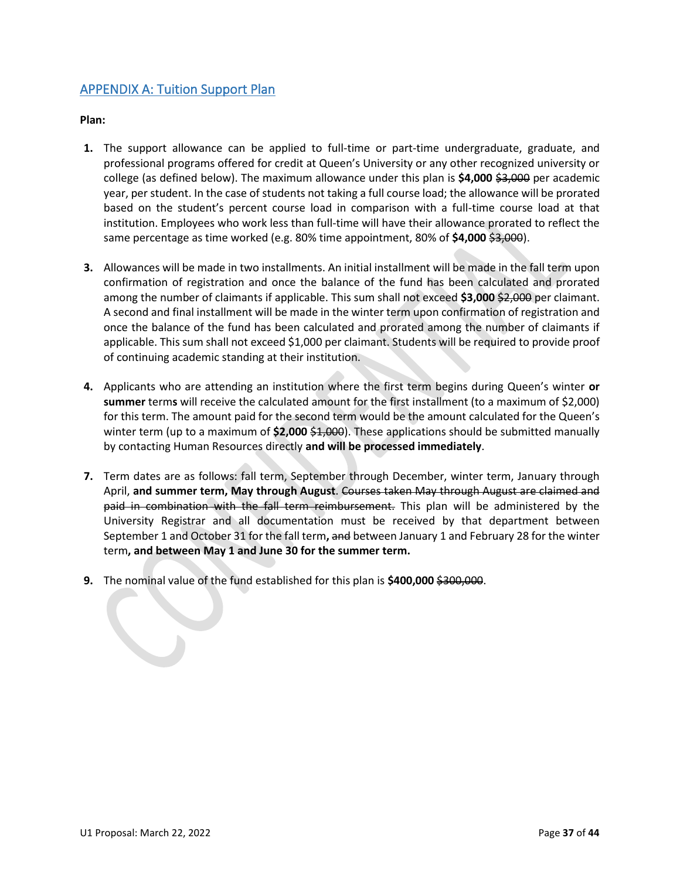## APPENDIX A: Tuition Support Plan

**Plan:**

**1.** The support allowance can be applied to full-time or part-time undergraduate, graduate, and professional programs offered for credit at Queen's University or any other recognized university or college (as defined below). The maximum allowance under this plan is **$4,000** ~~$3,000~~ per academic year, per student. In the case of students not taking a full course load; the allowance will be prorated based on the student's percent course load in comparison with a full-time course load at that institution. Employees who work less than full-time will have their allowance prorated to reflect the same percentage as time worked (e.g. 80% time appointment, 80% of **$4,000** ~~$3,000~~).

**3.** Allowances will be made in two installments. An initial installment will be made in the fall term upon confirmation of registration and once the balance of the fund has been calculated and prorated among the number of claimants if applicable. This sum shall not exceed **$3,000** ~~$2,000~~ per claimant. A second and final installment will be made in the winter term upon confirmation of registration and once the balance of the fund has been calculated and prorated among the number of claimants if applicable. This sum shall not exceed $1,000 per claimant. Students will be required to provide proof of continuing academic standing at their institution.

**4.** Applicants who are attending an institution where the first term begins during Queen's winter **or summer** term**s** will receive the calculated amount for the first installment (to a maximum of $2,000) for this term. The amount paid for the second term would be the amount calculated for the Queen's winter term (up to a maximum of **$2,000** ~~$1,000~~). These applications should be submitted manually by contacting Human Resources directly **and will be processed immediately**.

**7.** Term dates are as follows: fall term, September through December, winter term, January through April, **and summer term, May through August**. ~~Courses taken May through August are claimed and paid in combination with the fall term reimbursement.~~ This plan will be administered by the University Registrar and all documentation must be received by that department between September 1 and October 31 for the fall term**,** ~~and~~ between January 1 and February 28 for the winter term**, and between May 1 and June 30 for the summer term.**

**9.** The nominal value of the fund established for this plan is **$400,000** ~~$300,000~~.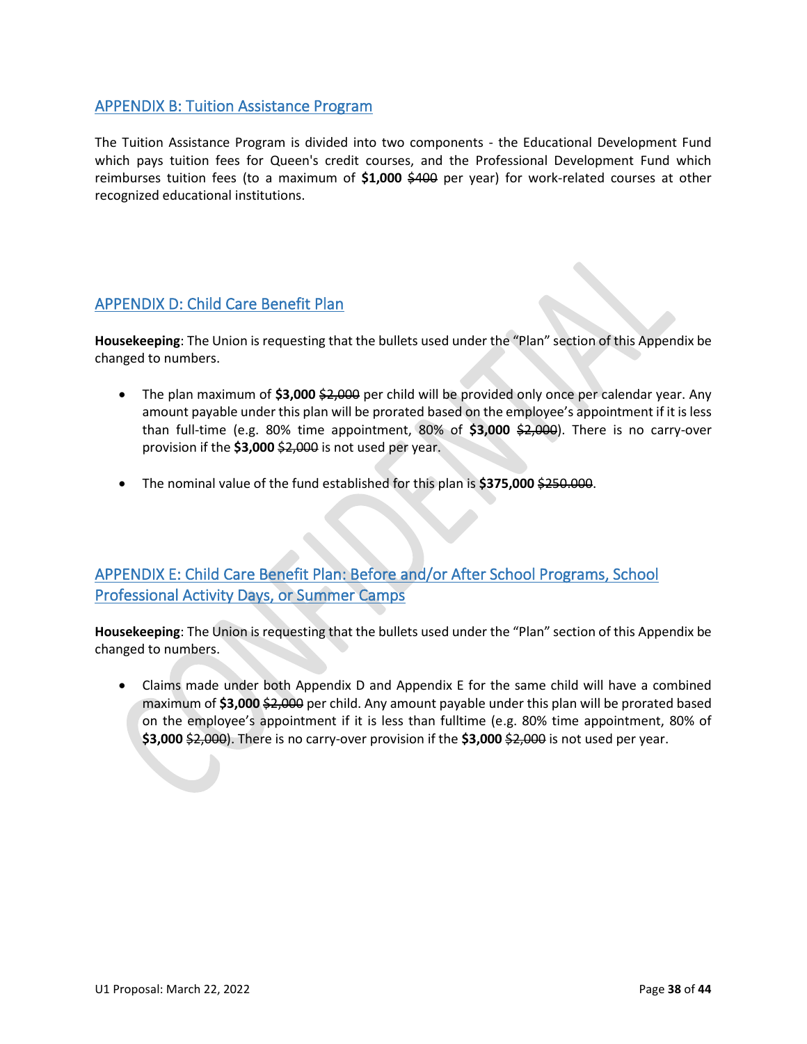## APPENDIX B: Tuition Assistance Program

The Tuition Assistance Program is divided into two components - the Educational Development Fund which pays tuition fees for Queen's credit courses, and the Professional Development Fund which reimburses tuition fees (to a maximum of **$1,000** ~~$400~~ per year) for work-related courses at other recognized educational institutions.

## APPENDIX D: Child Care Benefit Plan

**Housekeeping**: The Union is requesting that the bullets used under the "Plan" section of this Appendix be changed to numbers.

- The plan maximum of **$3,000** ~~$2,000~~ per child will be provided only once per calendar year. Any amount payable under this plan will be prorated based on the employee's appointment if it is less than full-time (e.g. 80% time appointment, 80% of **$3,000** ~~$2,000~~). There is no carry-over provision if the **$3,000** ~~$2,000~~ is not used per year.
- The nominal value of the fund established for this plan is **$375,000** ~~$250.000~~.

## APPENDIX E: Child Care Benefit Plan: Before and/or After School Programs, School Professional Activity Days, or Summer Camps

**Housekeeping**: The Union is requesting that the bullets used under the "Plan" section of this Appendix be changed to numbers.

- Claims made under both Appendix D and Appendix E for the same child will have a combined maximum of **$3,000** ~~$2,000~~ per child. Any amount payable under this plan will be prorated based on the employee's appointment if it is less than fulltime (e.g. 80% time appointment, 80% of **$3,000** ~~$2,000~~). There is no carry-over provision if the **$3,000** ~~$2,000~~ is not used per year.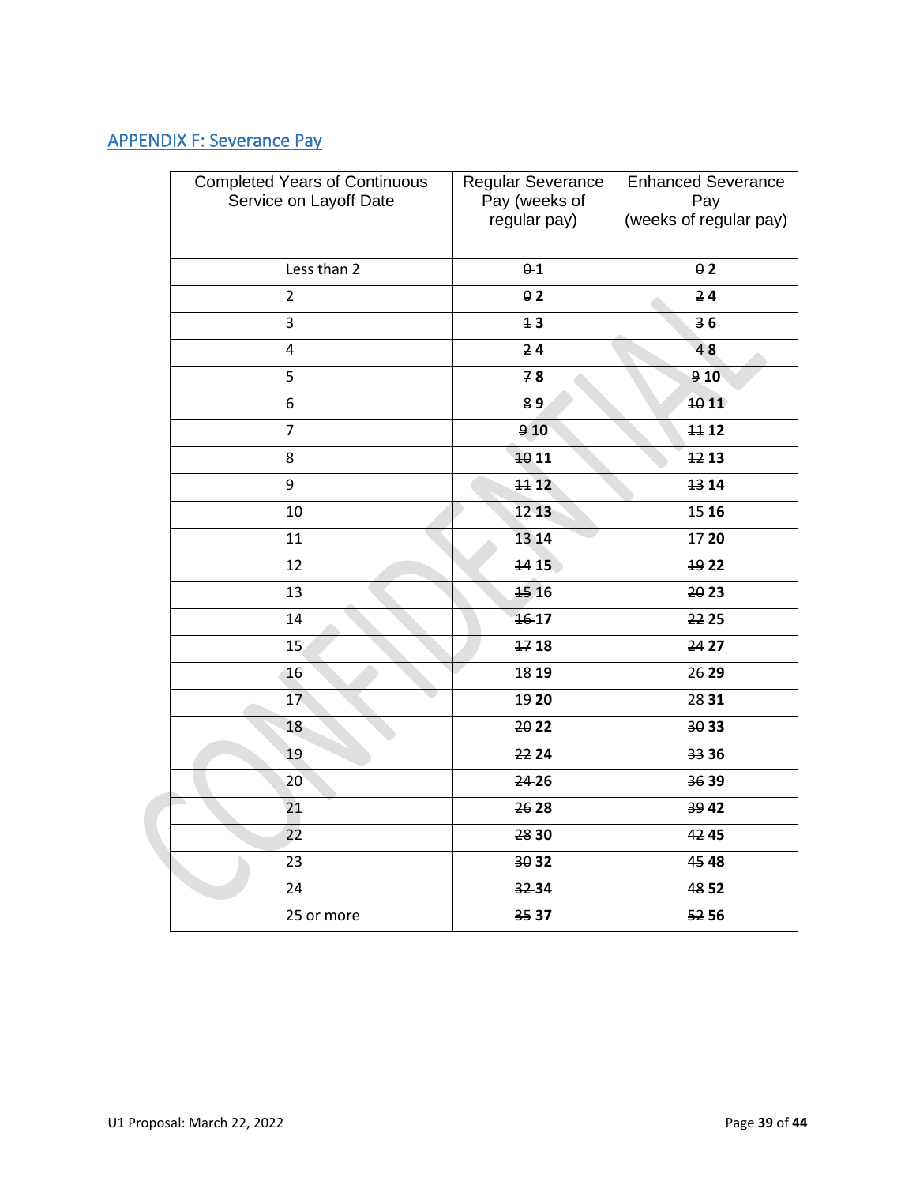## APPENDIX F: Severance Pay

| Completed Years of Continuous Service on Layoff Date | Regular Severance Pay (weeks of regular pay) | Enhanced Severance Pay (weeks of regular pay) |
|---|---|---|
| Less than 2 | ~~0~~ **1** | ~~0~~ **2** |
| 2 | ~~0~~ **2** | ~~2~~ **4** |
| 3 | ~~1~~ **3** | ~~3~~ **6** |
| 4 | ~~2~~ **4** | ~~4~~ **8** |
| 5 | ~~7~~ **8** | ~~9~~ **10** |
| 6 | ~~8~~ **9** | ~~10~~ **11** |
| 7 | ~~9~~ **10** | ~~11~~ **12** |
| 8 | ~~10~~ **11** | ~~12~~ **13** |
| 9 | ~~11~~ **12** | ~~13~~ **14** |
| 10 | ~~12~~ **13** | ~~15~~ **16** |
| 11 | ~~13~~ **14** | ~~17~~ **20** |
| 12 | ~~14~~ **15** | ~~19~~ **22** |
| 13 | ~~15~~ **16** | ~~20~~ **23** |
| 14 | ~~16~~ **17** | ~~22~~ **25** |
| 15 | ~~17~~ **18** | ~~24~~ **27** |
| 16 | ~~18~~ **19** | ~~26~~ **29** |
| 17 | ~~19~~ **20** | ~~28~~ **31** |
| 18 | ~~20~~ **22** | ~~30~~ **33** |
| 19 | ~~22~~ **24** | ~~33~~ **36** |
| 20 | ~~24~~ **26** | ~~36~~ **39** |
| 21 | ~~26~~ **28** | ~~39~~ **42** |
| 22 | ~~28~~ **30** | ~~42~~ **45** |
| 23 | ~~30~~ **32** | ~~45~~ **48** |
| 24 | ~~32~~ **34** | ~~48~~ **52** |
| 25 or more | ~~35~~ **37** | ~~52~~ **56** |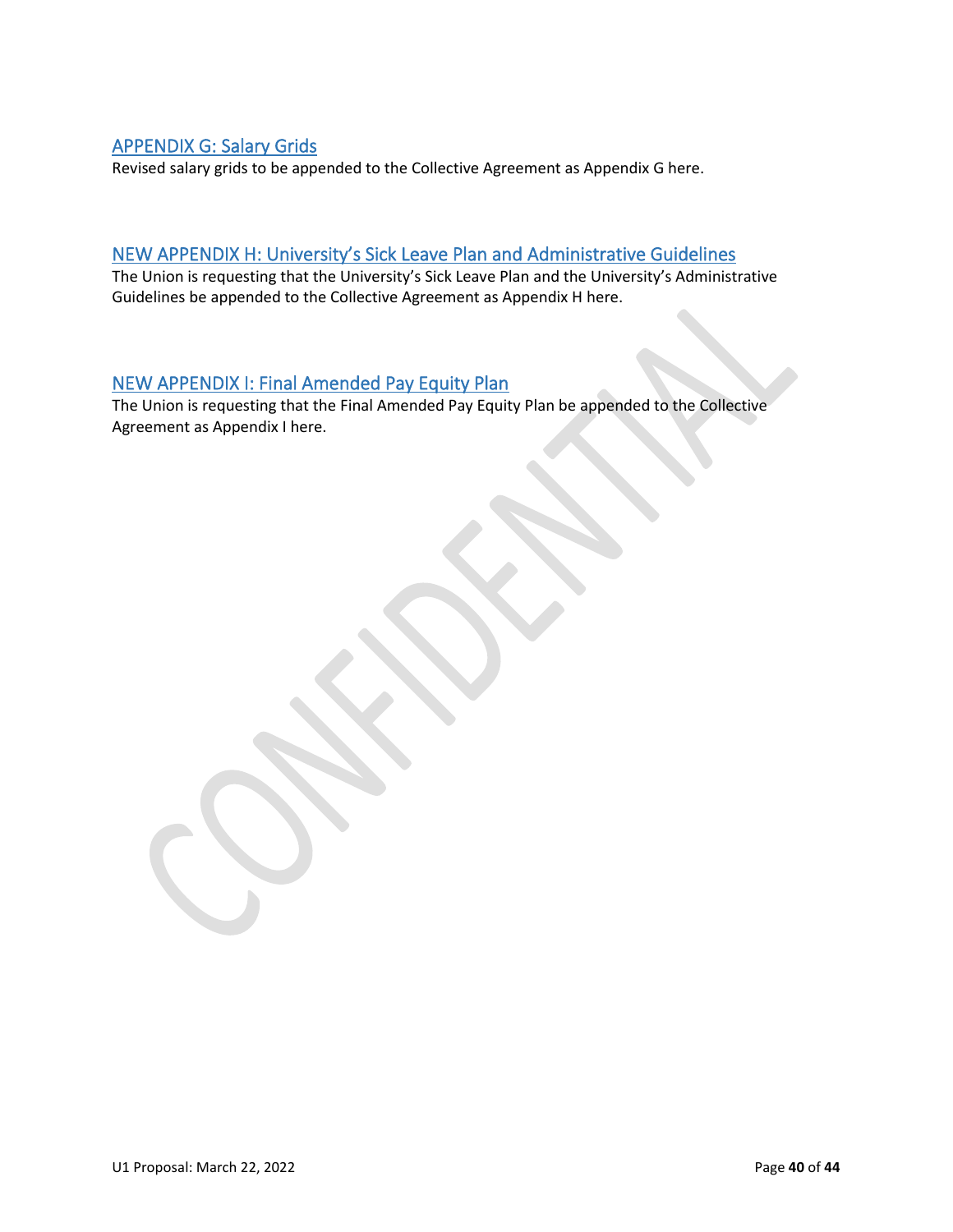## APPENDIX G: Salary Grids

Revised salary grids to be appended to the Collective Agreement as Appendix G here.

## NEW APPENDIX H: University's Sick Leave Plan and Administrative Guidelines

The Union is requesting that the University's Sick Leave Plan and the University's Administrative Guidelines be appended to the Collective Agreement as Appendix H here.

## NEW APPENDIX I: Final Amended Pay Equity Plan

The Union is requesting that the Final Amended Pay Equity Plan be appended to the Collective Agreement as Appendix I here.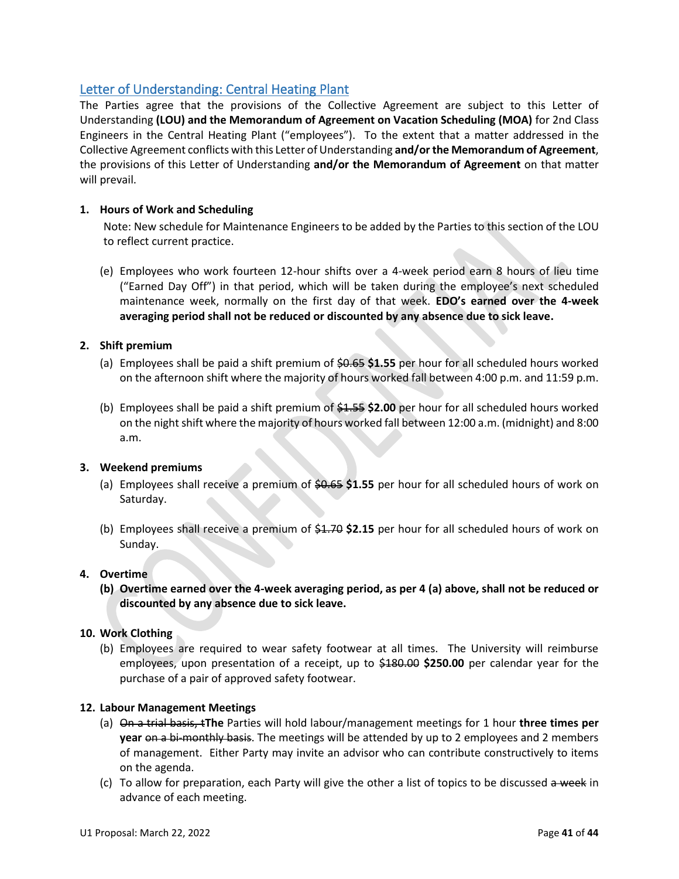## Letter of Understanding: Central Heating Plant

The Parties agree that the provisions of the Collective Agreement are subject to this Letter of Understanding **(LOU) and the Memorandum of Agreement on Vacation Scheduling (MOA)** for 2nd Class Engineers in the Central Heating Plant ("employees"). To the extent that a matter addressed in the Collective Agreement conflicts with this Letter of Understanding **and/or the Memorandum of Agreement**, the provisions of this Letter of Understanding **and/or the Memorandum of Agreement** on that matter will prevail.

**1. Hours of Work and Scheduling**

Note: New schedule for Maintenance Engineers to be added by the Parties to this section of the LOU to reflect current practice.

(e) Employees who work fourteen 12-hour shifts over a 4-week period earn 8 hours of lieu time ("Earned Day Off") in that period, which will be taken during the employee's next scheduled maintenance week, normally on the first day of that week. **EDO's earned over the 4-week averaging period shall not be reduced or discounted by any absence due to sick leave.**

**2. Shift premium**

(a) Employees shall be paid a shift premium of ~~$0.65~~ **$1.55** per hour for all scheduled hours worked on the afternoon shift where the majority of hours worked fall between 4:00 p.m. and 11:59 p.m.

(b) Employees shall be paid a shift premium of ~~$1.55~~ **$2.00** per hour for all scheduled hours worked on the night shift where the majority of hours worked fall between 12:00 a.m. (midnight) and 8:00 a.m.

**3. Weekend premiums**

(a) Employees shall receive a premium of ~~$0.65~~ **$1.55** per hour for all scheduled hours of work on Saturday.

(b) Employees shall receive a premium of ~~$1.70~~ **$2.15** per hour for all scheduled hours of work on Sunday.

**4. Overtime**

**(b) Overtime earned over the 4-week averaging period, as per 4 (a) above, shall not be reduced or discounted by any absence due to sick leave.**

**10. Work Clothing**

(b) Employees are required to wear safety footwear at all times. The University will reimburse employees, upon presentation of a receipt, up to ~~$180.00~~ **$250.00** per calendar year for the purchase of a pair of approved safety footwear.

**12. Labour Management Meetings**

(a) ~~On a trial basis, t~~**The** Parties will hold labour/management meetings for 1 hour **three times per year** ~~on a bi-monthly basis~~. The meetings will be attended by up to 2 employees and 2 members of management. Either Party may invite an advisor who can contribute constructively to items on the agenda.

(c) To allow for preparation, each Party will give the other a list of topics to be discussed ~~a week~~ in advance of each meeting.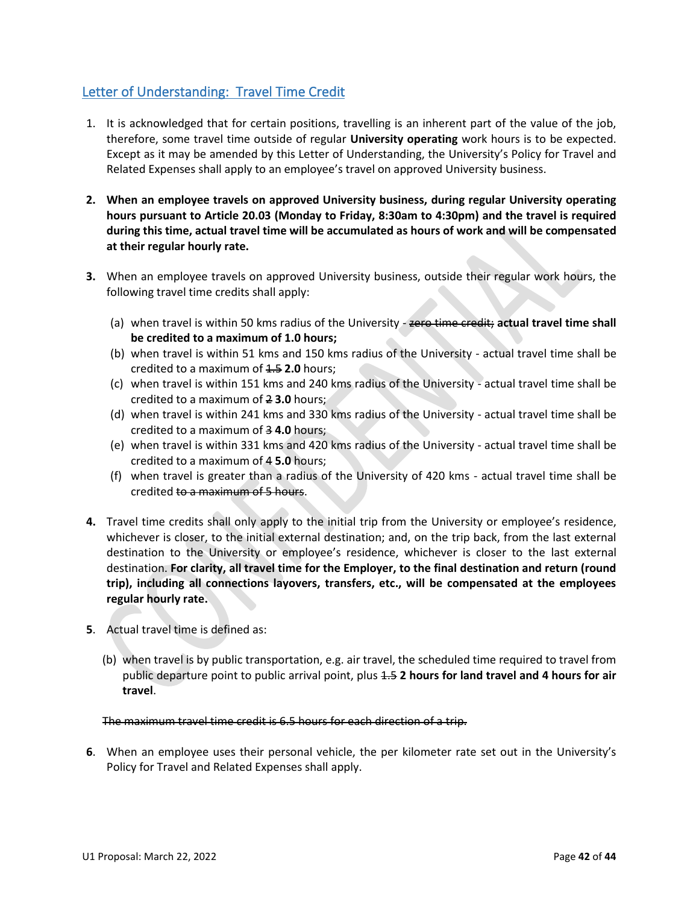## Letter of Understanding: Travel Time Credit

1. It is acknowledged that for certain positions, travelling is an inherent part of the value of the job, therefore, some travel time outside of regular **University operating** work hours is to be expected. Except as it may be amended by this Letter of Understanding, the University's Policy for Travel and Related Expenses shall apply to an employee's travel on approved University business.

**2. When an employee travels on approved University business, during regular University operating hours pursuant to Article 20.03 (Monday to Friday, 8:30am to 4:30pm) and the travel is required during this time, actual travel time will be accumulated as hours of work and will be compensated at their regular hourly rate.**

**3.** When an employee travels on approved University business, outside their regular work hours, the following travel time credits shall apply:

   (a) when travel is within 50 kms radius of the University - ~~zero time credit;~~ **actual travel time shall be credited to a maximum of 1.0 hours;**
   (b) when travel is within 51 kms and 150 kms radius of the University - actual travel time shall be credited to a maximum of ~~1.5~~ **2.0** hours;
   (c) when travel is within 151 kms and 240 kms radius of the University - actual travel time shall be credited to a maximum of ~~2~~ **3.0** hours;
   (d) when travel is within 241 kms and 330 kms radius of the University - actual travel time shall be credited to a maximum of ~~3~~ **4.0** hours;
   (e) when travel is within 331 kms and 420 kms radius of the University - actual travel time shall be credited to a maximum of ~~4~~ **5.0** hours;
   (f) when travel is greater than a radius of the University of 420 kms - actual travel time shall be credited ~~to a maximum of 5 hours~~.

**4.** Travel time credits shall only apply to the initial trip from the University or employee's residence, whichever is closer, to the initial external destination; and, on the trip back, from the last external destination to the University or employee's residence, whichever is closer to the last external destination. **For clarity, all travel time for the Employer, to the final destination and return (round trip), including all connections layovers, transfers, etc., will be compensated at the employees regular hourly rate.**

**5**. Actual travel time is defined as:

   (b) when travel is by public transportation, e.g. air travel, the scheduled time required to travel from public departure point to public arrival point, plus ~~1.5~~ **2 hours for land travel and 4 hours for air travel**.

~~The maximum travel time credit is 6.5 hours for each direction of a trip.~~

**6**. When an employee uses their personal vehicle, the per kilometer rate set out in the University's Policy for Travel and Related Expenses shall apply.

U1 Proposal: March 22, 2022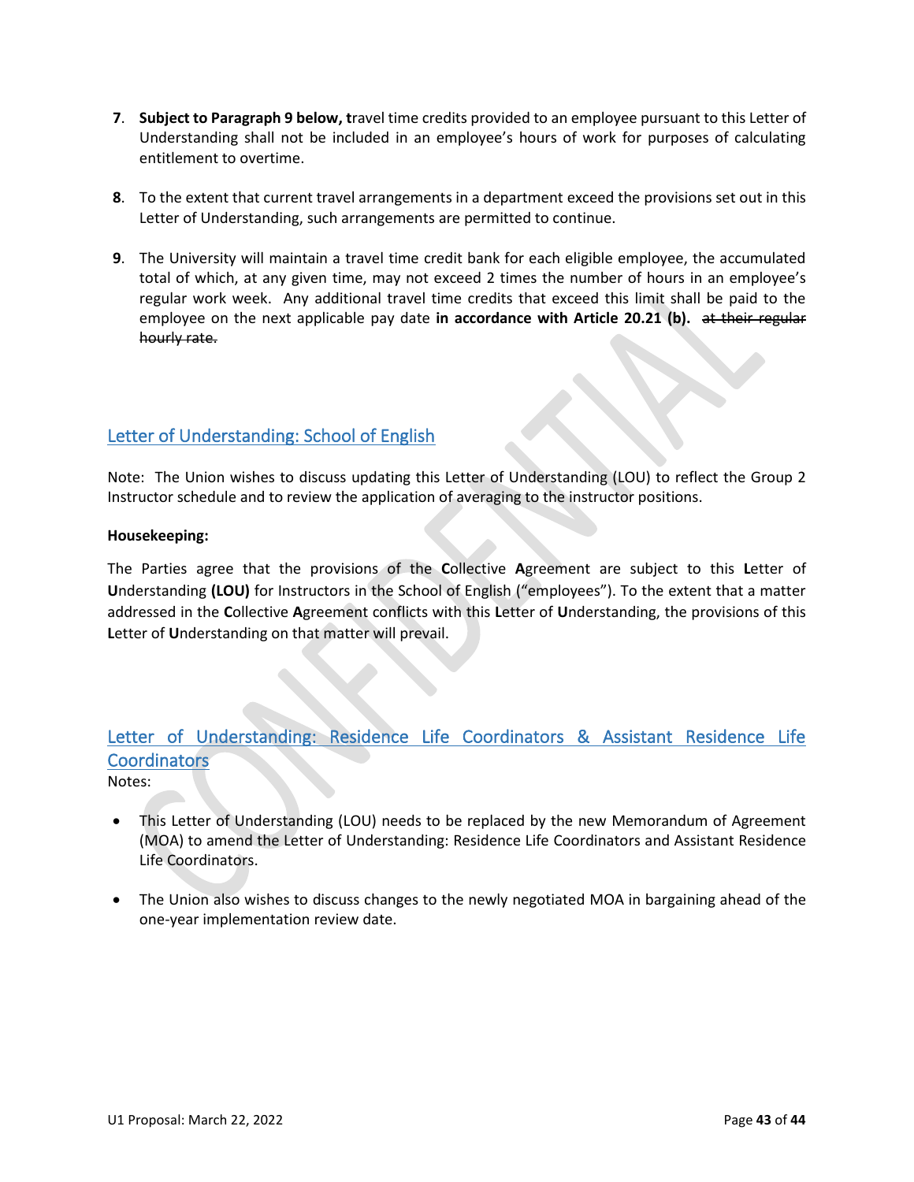7. **Subject to Paragraph 9 below, t**ravel time credits provided to an employee pursuant to this Letter of Understanding shall not be included in an employee's hours of work for purposes of calculating entitlement to overtime.

8. To the extent that current travel arrangements in a department exceed the provisions set out in this Letter of Understanding, such arrangements are permitted to continue.

9. The University will maintain a travel time credit bank for each eligible employee, the accumulated total of which, at any given time, may not exceed 2 times the number of hours in an employee's regular work week. Any additional travel time credits that exceed this limit shall be paid to the employee on the next applicable pay date **in accordance with Article 20.21 (b).** ~~at their regular hourly rate.~~

## Letter of Understanding: School of English

Note: The Union wishes to discuss updating this Letter of Understanding (LOU) to reflect the Group 2 Instructor schedule and to review the application of averaging to the instructor positions.

**Housekeeping:**

The Parties agree that the provisions of the **C**ollective **A**greement are subject to this **L**etter of **U**nderstanding **(LOU)** for Instructors in the School of English ("employees"). To the extent that a matter addressed in the **C**ollective **A**greement conflicts with this **L**etter of **U**nderstanding, the provisions of this **L**etter of **U**nderstanding on that matter will prevail.

## Letter of Understanding: Residence Life Coordinators & Assistant Residence Life Coordinators

Notes:

- This Letter of Understanding (LOU) needs to be replaced by the new Memorandum of Agreement (MOA) to amend the Letter of Understanding: Residence Life Coordinators and Assistant Residence Life Coordinators.
- The Union also wishes to discuss changes to the newly negotiated MOA in bargaining ahead of the one-year implementation review date.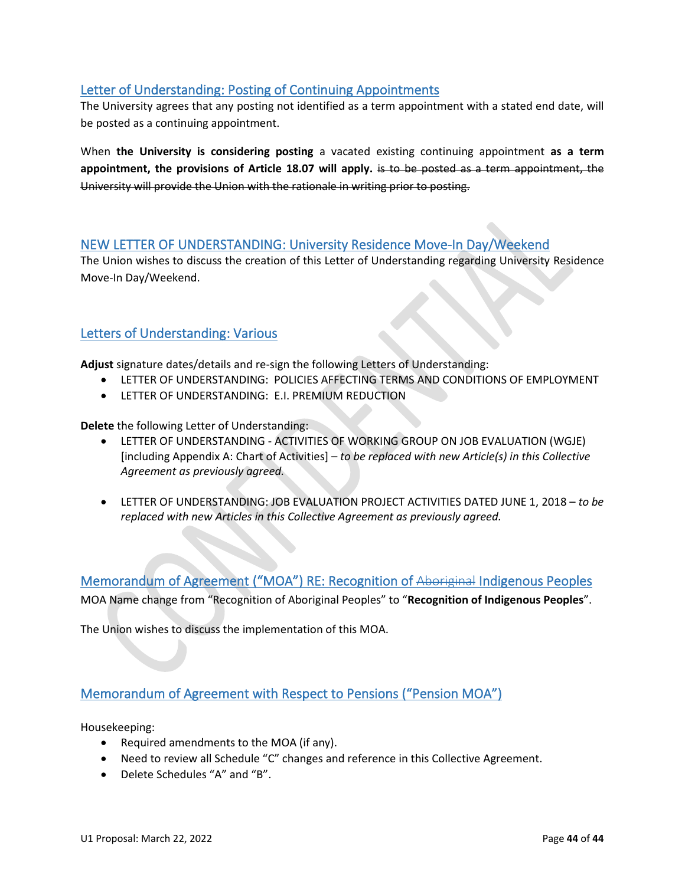## Letter of Understanding: Posting of Continuing Appointments

The University agrees that any posting not identified as a term appointment with a stated end date, will be posted as a continuing appointment.

When **the University is considering posting** a vacated existing continuing appointment **as a term appointment, the provisions of Article 18.07 will apply.** ~~is to be posted as a term appointment, the University will provide the Union with the rationale in writing prior to posting.~~

## NEW LETTER OF UNDERSTANDING: University Residence Move-In Day/Weekend

The Union wishes to discuss the creation of this Letter of Understanding regarding University Residence Move-In Day/Weekend.

## Letters of Understanding: Various

**Adjust** signature dates/details and re-sign the following Letters of Understanding:

- LETTER OF UNDERSTANDING: POLICIES AFFECTING TERMS AND CONDITIONS OF EMPLOYMENT
- LETTER OF UNDERSTANDING: E.I. PREMIUM REDUCTION

**Delete** the following Letter of Understanding:

- LETTER OF UNDERSTANDING - ACTIVITIES OF WORKING GROUP ON JOB EVALUATION (WGJE) [including Appendix A: Chart of Activities] – *to be replaced with new Article(s) in this Collective Agreement as previously agreed.*
- LETTER OF UNDERSTANDING: JOB EVALUATION PROJECT ACTIVITIES DATED JUNE 1, 2018 – *to be replaced with new Articles in this Collective Agreement as previously agreed.*

## Memorandum of Agreement ("MOA") RE: Recognition of ~~Aboriginal~~ Indigenous Peoples

MOA Name change from "Recognition of Aboriginal Peoples" to "**Recognition of Indigenous Peoples**".

The Union wishes to discuss the implementation of this MOA.

## Memorandum of Agreement with Respect to Pensions ("Pension MOA")

Housekeeping:

- Required amendments to the MOA (if any).
- Need to review all Schedule "C" changes and reference in this Collective Agreement.
- Delete Schedules "A" and "B".